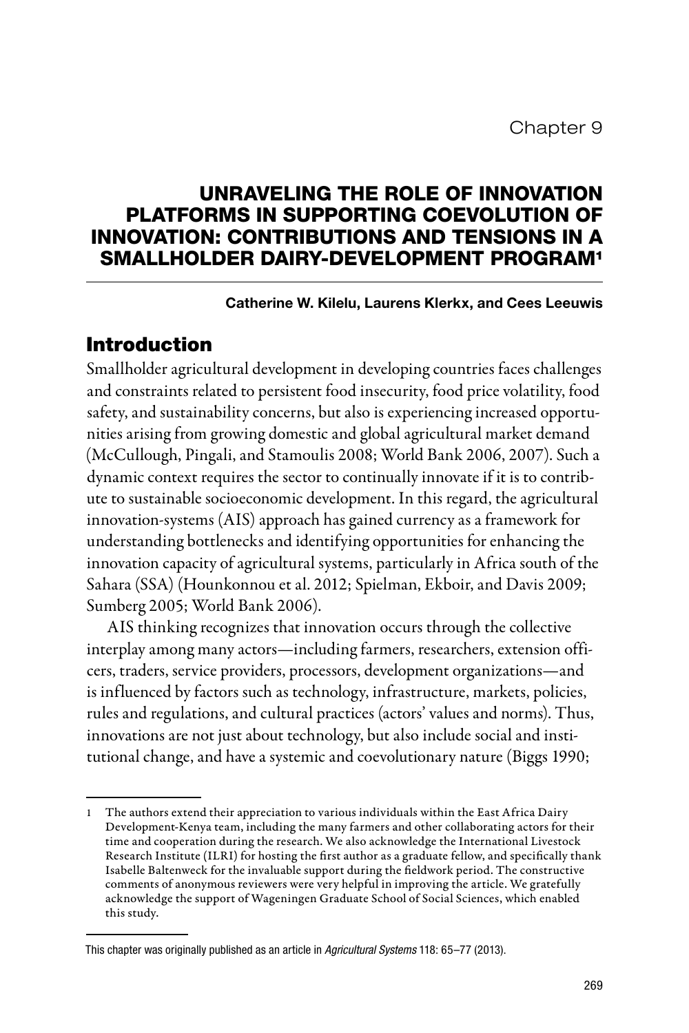Chapter 9

# UNRAVELING THE ROLE OF INNOVATION PLATFORMS IN SUPPORTING COEVOLUTION OF INNOVATION: CONTRIBUTIONS AND TENSIONS IN A SMALLHOLDER DAIRY-DEVELOPMENT PROGRAM[1]

**Catherine W. Kilelu, Laurens Klerkx, and Cees Leeuwis**

## Introduction

Smallholder agricultural development in developing countries faces challenges and constraints related to persistent food insecurity, food price volatility, food safety, and sustainability concerns, but also is experiencing increased opportunities arising from growing domestic and global agricultural market demand (McCullough, Pingali, and Stamoulis 2008; World Bank 2006, 2007). Such a dynamic context requires the sector to continually innovate if it is to contribute to sustainable socioeconomic development. In this regard, the agricultural innovation-systems (AIS) approach has gained currency as a framework for understanding bottlenecks and identifying opportunities for enhancing the innovation capacity of agricultural systems, particularly in Africa south of the Sahara (SSA) (Hounkonnou et al. 2012; Spielman, Ekboir, and Davis 2009; Sumberg 2005; World Bank 2006).

AIS thinking recognizes that innovation occurs through the collective interplay among many actors—including farmers, researchers, extension officers, traders, service providers, processors, development organizations—and is influenced by factors such as technology, infrastructure, markets, policies, rules and regulations, and cultural practices (actors' values and norms). Thus, innovations are not just about technology, but also include social and institutional change, and have a systemic and coevolutionary nature (Biggs 1990;

---

[1] The authors extend their appreciation to various individuals within the East Africa Dairy Development-Kenya team, including the many farmers and other collaborating actors for their time and cooperation during the research. We also acknowledge the International Livestock Research Institute (ILRI) for hosting the first author as a graduate fellow, and specifically thank Isabelle Baltenweck for the invaluable support during the fieldwork period. The constructive comments of anonymous reviewers were very helpful in improving the article. We gratefully acknowledge the support of Wageningen Graduate School of Social Sciences, which enabled this study.

---

This chapter was originally published as an article in *Agricultural Systems* 118: 65–77 (2013).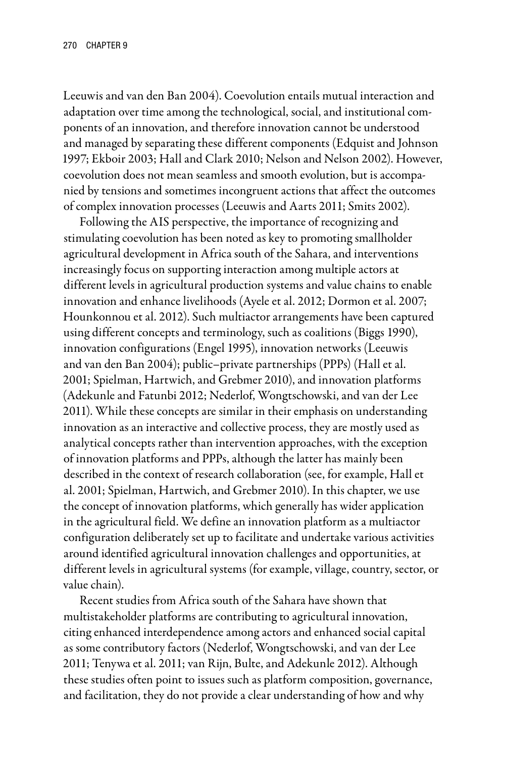Leeuwis and van den Ban 2004). Coevolution entails mutual interaction and adaptation over time among the technological, social, and institutional components of an innovation, and therefore innovation cannot be understood and managed by separating these different components (Edquist and Johnson 1997; Ekboir 2003; Hall and Clark 2010; Nelson and Nelson 2002). However, coevolution does not mean seamless and smooth evolution, but is accompanied by tensions and sometimes incongruent actions that affect the outcomes of complex innovation processes (Leeuwis and Aarts 2011; Smits 2002).

Following the AIS perspective, the importance of recognizing and stimulating coevolution has been noted as key to promoting smallholder agricultural development in Africa south of the Sahara, and interventions increasingly focus on supporting interaction among multiple actors at different levels in agricultural production systems and value chains to enable innovation and enhance livelihoods (Ayele et al. 2012; Dormon et al. 2007; Hounkonnou et al. 2012). Such multiactor arrangements have been captured using different concepts and terminology, such as coalitions (Biggs 1990), innovation configurations (Engel 1995), innovation networks (Leeuwis and van den Ban 2004); public–private partnerships (PPPs) (Hall et al. 2001; Spielman, Hartwich, and Grebmer 2010), and innovation platforms (Adekunle and Fatunbi 2012; Nederlof, Wongtschowski, and van der Lee 2011). While these concepts are similar in their emphasis on understanding innovation as an interactive and collective process, they are mostly used as analytical concepts rather than intervention approaches, with the exception of innovation platforms and PPPs, although the latter has mainly been described in the context of research collaboration (see, for example, Hall et al. 2001; Spielman, Hartwich, and Grebmer 2010). In this chapter, we use the concept of innovation platforms, which generally has wider application in the agricultural field. We define an innovation platform as a multiactor configuration deliberately set up to facilitate and undertake various activities around identified agricultural innovation challenges and opportunities, at different levels in agricultural systems (for example, village, country, sector, or value chain).

Recent studies from Africa south of the Sahara have shown that multistakeholder platforms are contributing to agricultural innovation, citing enhanced interdependence among actors and enhanced social capital as some contributory factors (Nederlof, Wongtschowski, and van der Lee 2011; Tenywa et al. 2011; van Rijn, Bulte, and Adekunle 2012). Although these studies often point to issues such as platform composition, governance, and facilitation, they do not provide a clear understanding of how and why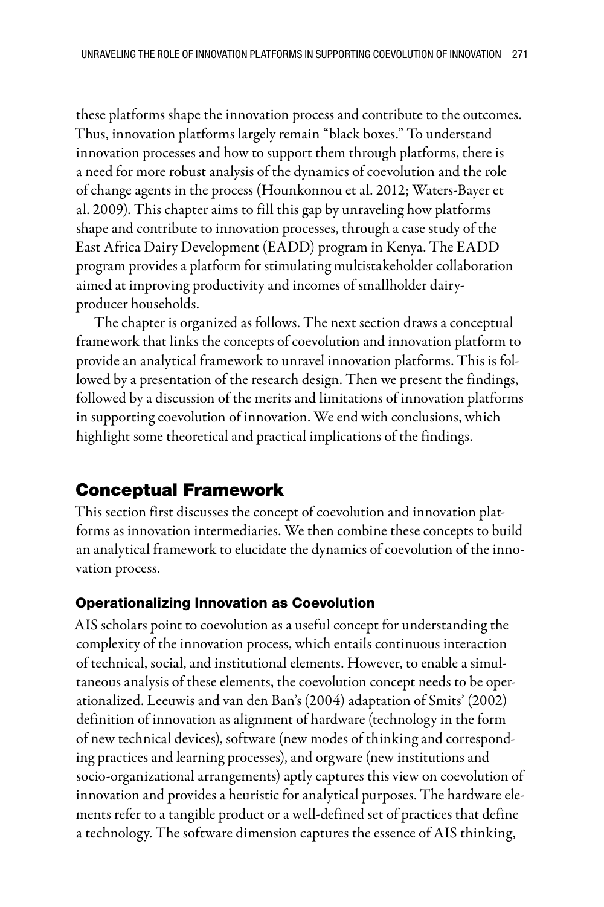these platforms shape the innovation process and contribute to the outcomes. Thus, innovation platforms largely remain "black boxes." To understand innovation processes and how to support them through platforms, there is a need for more robust analysis of the dynamics of coevolution and the role of change agents in the process (Hounkonnou et al. 2012; Waters-Bayer et al. 2009). This chapter aims to fill this gap by unraveling how platforms shape and contribute to innovation processes, through a case study of the East Africa Dairy Development (EADD) program in Kenya. The EADD program provides a platform for stimulating multistakeholder collaboration aimed at improving productivity and incomes of smallholder dairy-producer households.

The chapter is organized as follows. The next section draws a conceptual framework that links the concepts of coevolution and innovation platform to provide an analytical framework to unravel innovation platforms. This is followed by a presentation of the research design. Then we present the findings, followed by a discussion of the merits and limitations of innovation platforms in supporting coevolution of innovation. We end with conclusions, which highlight some theoretical and practical implications of the findings.

## Conceptual Framework

This section first discusses the concept of coevolution and innovation platforms as innovation intermediaries. We then combine these concepts to build an analytical framework to elucidate the dynamics of coevolution of the innovation process.

### Operationalizing Innovation as Coevolution

AIS scholars point to coevolution as a useful concept for understanding the complexity of the innovation process, which entails continuous interaction of technical, social, and institutional elements. However, to enable a simultaneous analysis of these elements, the coevolution concept needs to be operationalized. Leeuwis and van den Ban's (2004) adaptation of Smits' (2002) definition of innovation as alignment of hardware (technology in the form of new technical devices), software (new modes of thinking and corresponding practices and learning processes), and orgware (new institutions and socio-organizational arrangements) aptly captures this view on coevolution of innovation and provides a heuristic for analytical purposes. The hardware elements refer to a tangible product or a well-defined set of practices that define a technology. The software dimension captures the essence of AIS thinking,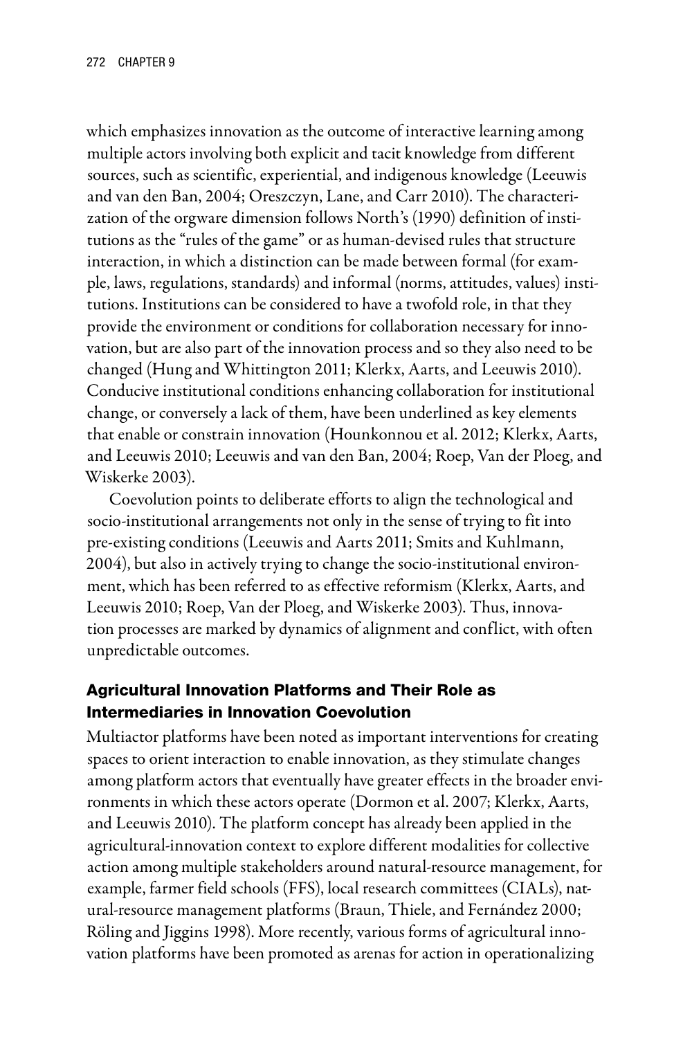which emphasizes innovation as the outcome of interactive learning among multiple actors involving both explicit and tacit knowledge from different sources, such as scientific, experiential, and indigenous knowledge (Leeuwis and van den Ban, 2004; Oreszczyn, Lane, and Carr 2010). The characterization of the orgware dimension follows North's (1990) definition of institutions as the "rules of the game" or as human-devised rules that structure interaction, in which a distinction can be made between formal (for example, laws, regulations, standards) and informal (norms, attitudes, values) institutions. Institutions can be considered to have a twofold role, in that they provide the environment or conditions for collaboration necessary for innovation, but are also part of the innovation process and so they also need to be changed (Hung and Whittington 2011; Klerkx, Aarts, and Leeuwis 2010). Conducive institutional conditions enhancing collaboration for institutional change, or conversely a lack of them, have been underlined as key elements that enable or constrain innovation (Hounkonnou et al. 2012; Klerkx, Aarts, and Leeuwis 2010; Leeuwis and van den Ban, 2004; Roep, Van der Ploeg, and Wiskerke 2003).

Coevolution points to deliberate efforts to align the technological and socio-institutional arrangements not only in the sense of trying to fit into pre-existing conditions (Leeuwis and Aarts 2011; Smits and Kuhlmann, 2004), but also in actively trying to change the socio-institutional environment, which has been referred to as effective reformism (Klerkx, Aarts, and Leeuwis 2010; Roep, Van der Ploeg, and Wiskerke 2003). Thus, innovation processes are marked by dynamics of alignment and conflict, with often unpredictable outcomes.

## Agricultural Innovation Platforms and Their Role as Intermediaries in Innovation Coevolution

Multiactor platforms have been noted as important interventions for creating spaces to orient interaction to enable innovation, as they stimulate changes among platform actors that eventually have greater effects in the broader environments in which these actors operate (Dormon et al. 2007; Klerkx, Aarts, and Leeuwis 2010). The platform concept has already been applied in the agricultural-innovation context to explore different modalities for collective action among multiple stakeholders around natural-resource management, for example, farmer field schools (FFS), local research committees (CIALs), natural-resource management platforms (Braun, Thiele, and Fernández 2000; Röling and Jiggins 1998). More recently, various forms of agricultural innovation platforms have been promoted as arenas for action in operationalizing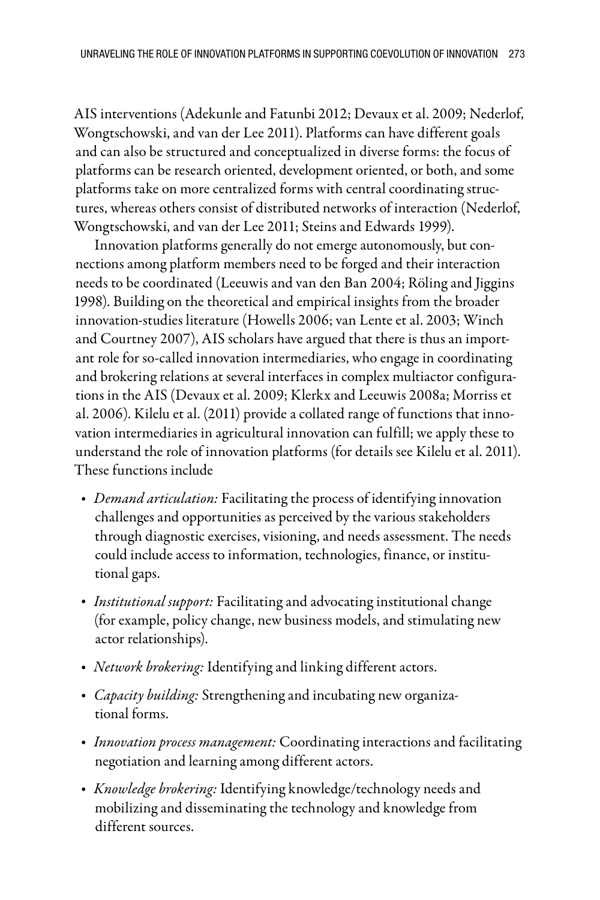AIS interventions (Adekunle and Fatunbi 2012; Devaux et al. 2009; Nederlof, Wongtschowski, and van der Lee 2011). Platforms can have different goals and can also be structured and conceptualized in diverse forms: the focus of platforms can be research oriented, development oriented, or both, and some platforms take on more centralized forms with central coordinating structures, whereas others consist of distributed networks of interaction (Nederlof, Wongtschowski, and van der Lee 2011; Steins and Edwards 1999).

Innovation platforms generally do not emerge autonomously, but connections among platform members need to be forged and their interaction needs to be coordinated (Leeuwis and van den Ban 2004; Röling and Jiggins 1998). Building on the theoretical and empirical insights from the broader innovation-studies literature (Howells 2006; van Lente et al. 2003; Winch and Courtney 2007), AIS scholars have argued that there is thus an important role for so-called innovation intermediaries, who engage in coordinating and brokering relations at several interfaces in complex multiactor configurations in the AIS (Devaux et al. 2009; Klerkx and Leeuwis 2008a; Morriss et al. 2006). Kilelu et al. (2011) provide a collated range of functions that innovation intermediaries in agricultural innovation can fulfill; we apply these to understand the role of innovation platforms (for details see Kilelu et al. 2011). These functions include

- *Demand articulation:* Facilitating the process of identifying innovation challenges and opportunities as perceived by the various stakeholders through diagnostic exercises, visioning, and needs assessment. The needs could include access to information, technologies, finance, or institutional gaps.
- *Institutional support:* Facilitating and advocating institutional change (for example, policy change, new business models, and stimulating new actor relationships).
- *Network brokering:* Identifying and linking different actors.
- *Capacity building:* Strengthening and incubating new organizational forms.
- *Innovation process management:* Coordinating interactions and facilitating negotiation and learning among different actors.
- *Knowledge brokering:* Identifying knowledge/technology needs and mobilizing and disseminating the technology and knowledge from different sources.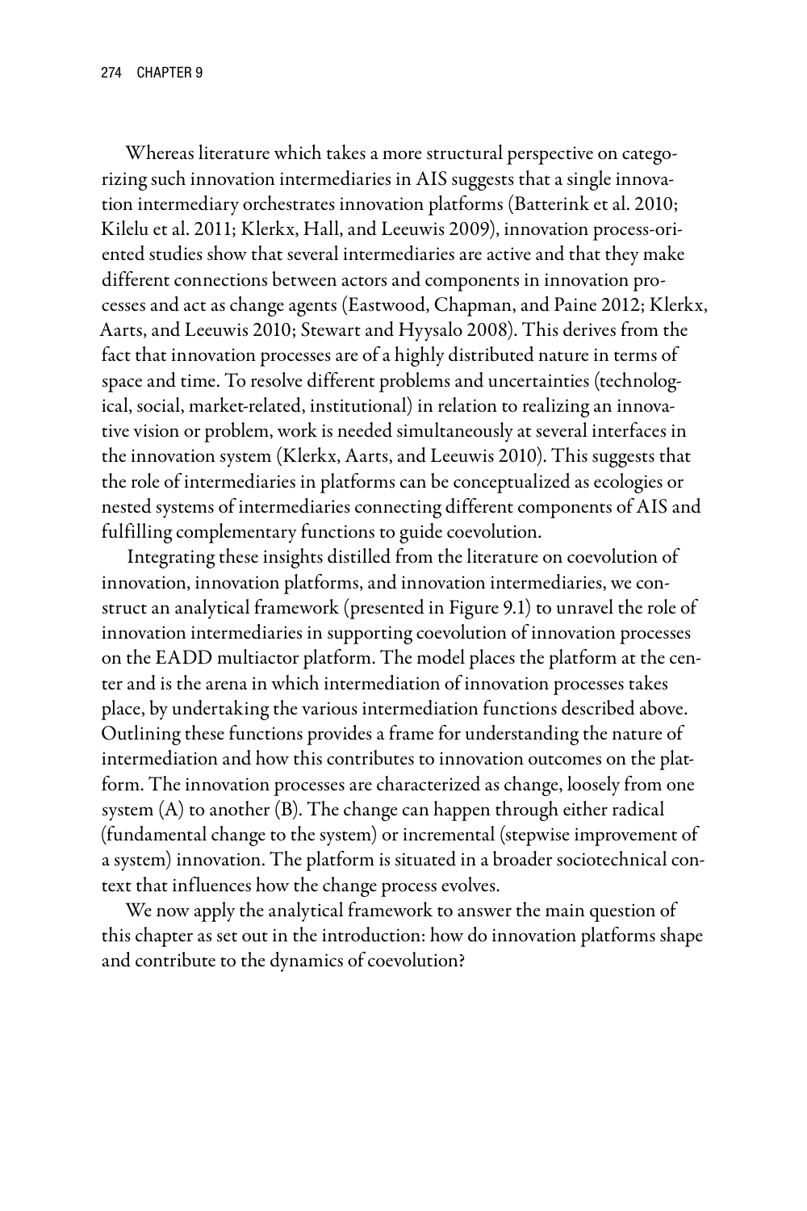Whereas literature which takes a more structural perspective on categorizing such innovation intermediaries in AIS suggests that a single innovation intermediary orchestrates innovation platforms (Batterink et al. 2010; Kilelu et al. 2011; Klerkx, Hall, and Leeuwis 2009), innovation process-oriented studies show that several intermediaries are active and that they make different connections between actors and components in innovation processes and act as change agents (Eastwood, Chapman, and Paine 2012; Klerkx, Aarts, and Leeuwis 2010; Stewart and Hyysalo 2008). This derives from the fact that innovation processes are of a highly distributed nature in terms of space and time. To resolve different problems and uncertainties (technological, social, market-related, institutional) in relation to realizing an innovative vision or problem, work is needed simultaneously at several interfaces in the innovation system (Klerkx, Aarts, and Leeuwis 2010). This suggests that the role of intermediaries in platforms can be conceptualized as ecologies or nested systems of intermediaries connecting different components of AIS and fulfilling complementary functions to guide coevolution.

Integrating these insights distilled from the literature on coevolution of innovation, innovation platforms, and innovation intermediaries, we construct an analytical framework (presented in Figure 9.1) to unravel the role of innovation intermediaries in supporting coevolution of innovation processes on the EADD multiactor platform. The model places the platform at the center and is the arena in which intermediation of innovation processes takes place, by undertaking the various intermediation functions described above. Outlining these functions provides a frame for understanding the nature of intermediation and how this contributes to innovation outcomes on the platform. The innovation processes are characterized as change, loosely from one system (A) to another (B). The change can happen through either radical (fundamental change to the system) or incremental (stepwise improvement of a system) innovation. The platform is situated in a broader sociotechnical context that influences how the change process evolves.

We now apply the analytical framework to answer the main question of this chapter as set out in the introduction: how do innovation platforms shape and contribute to the dynamics of coevolution?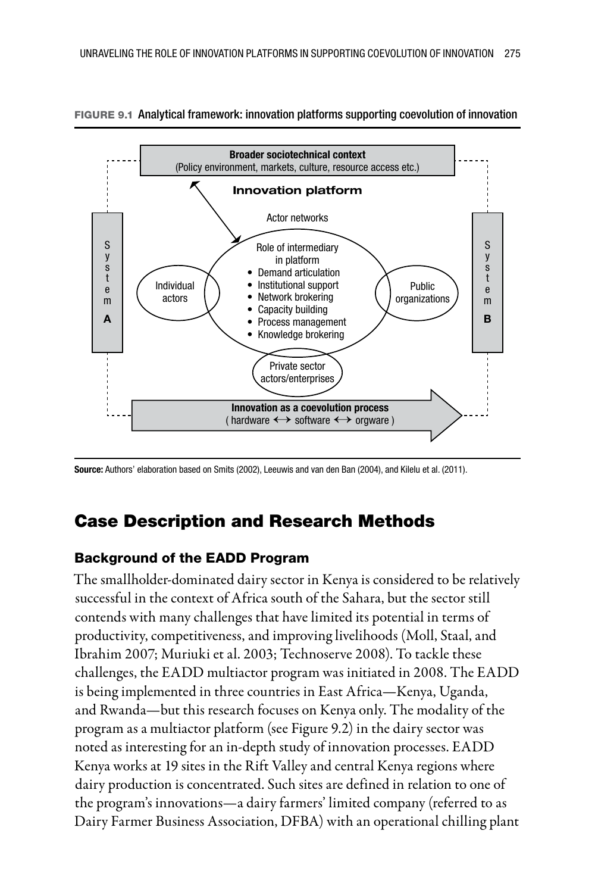FIGURE 9.1 Analytical framework: innovation platforms supporting coevolution of innovation

**Broader sociotechnical context**
(Policy environment, markets, culture, resource access etc.)

**Innovation platform**

Actor networks

Role of intermediary in platform
- Demand articulation
- Institutional support
- Network brokering
- Capacity building
- Process management
- Knowledge brokering

Individual actors

Public organizations

Private sector actors/enterprises

System **A**

System **B**

**Innovation as a coevolution process**
( hardware ⟷ software ⟷ orgware )

**Source:** Authors' elaboration based on Smits (2002), Leeuwis and van den Ban (2004), and Kilelu et al. (2011).

## Case Description and Research Methods

### Background of the EADD Program

The smallholder-dominated dairy sector in Kenya is considered to be relatively successful in the context of Africa south of the Sahara, but the sector still contends with many challenges that have limited its potential in terms of productivity, competitiveness, and improving livelihoods (Moll, Staal, and Ibrahim 2007; Muriuki et al. 2003; Technoserve 2008). To tackle these challenges, the EADD multiactor program was initiated in 2008. The EADD is being implemented in three countries in East Africa—Kenya, Uganda, and Rwanda—but this research focuses on Kenya only. The modality of the program as a multiactor platform (see Figure 9.2) in the dairy sector was noted as interesting for an in-depth study of innovation processes. EADD Kenya works at 19 sites in the Rift Valley and central Kenya regions where dairy production is concentrated. Such sites are defined in relation to one of the program's innovations—a dairy farmers' limited company (referred to as Dairy Farmer Business Association, DFBA) with an operational chilling plant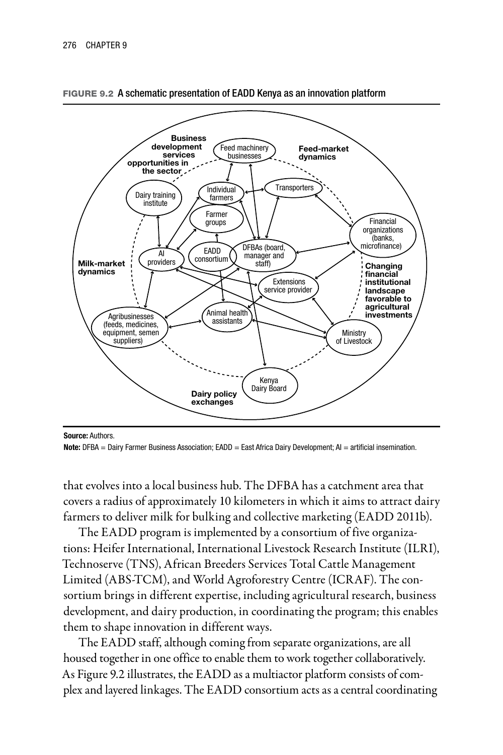**FIGURE 9.2** A schematic presentation of EADD Kenya as an innovation platform

**Source:** Authors.

**Note:** DFBA = Dairy Farmer Business Association; EADD = East Africa Dairy Development; AI = artificial insemination.

that evolves into a local business hub. The DFBA has a catchment area that covers a radius of approximately 10 kilometers in which it aims to attract dairy farmers to deliver milk for bulking and collective marketing (EADD 2011b).

The EADD program is implemented by a consortium of five organizations: Heifer International, International Livestock Research Institute (ILRI), Technoserve (TNS), African Breeders Services Total Cattle Management Limited (ABS-TCM), and World Agroforestry Centre (ICRAF). The consortium brings in different expertise, including agricultural research, business development, and dairy production, in coordinating the program; this enables them to shape innovation in different ways.

The EADD staff, although coming from separate organizations, are all housed together in one office to enable them to work together collaboratively. As Figure 9.2 illustrates, the EADD as a multiactor platform consists of complex and layered linkages. The EADD consortium acts as a central coordinating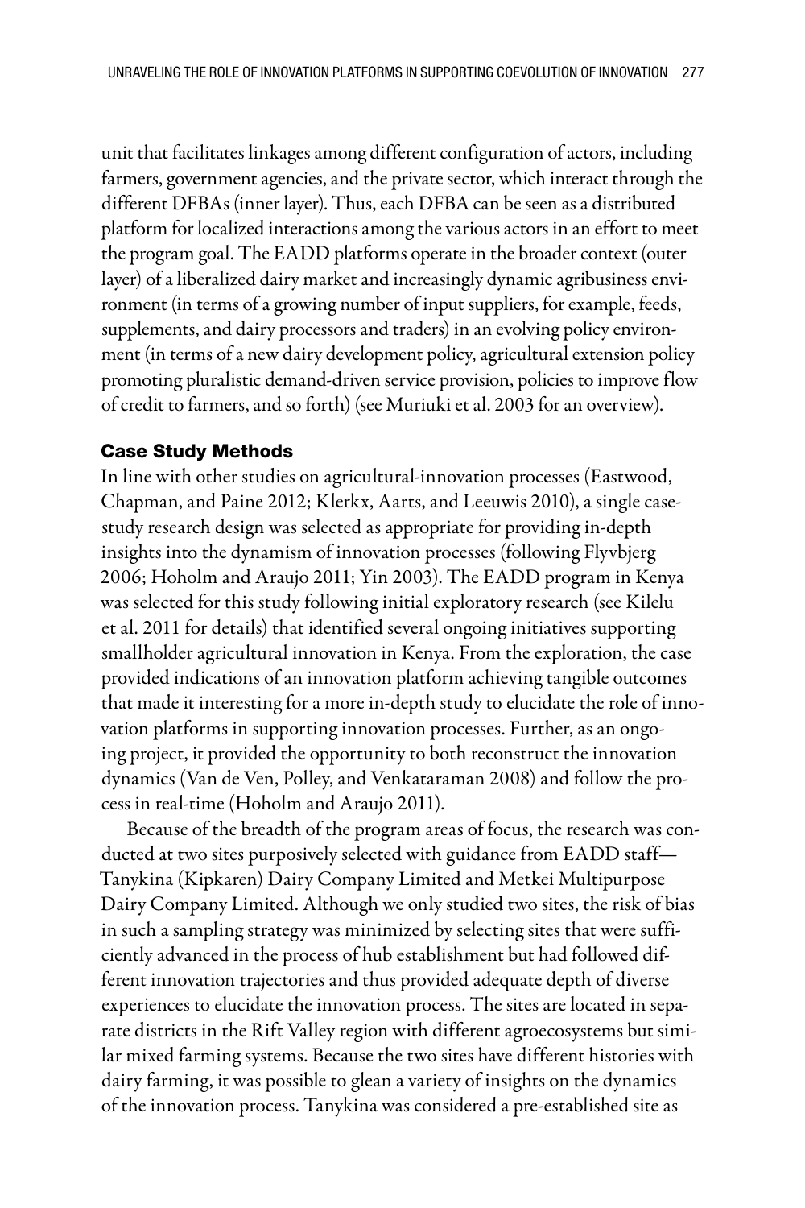unit that facilitates linkages among different configuration of actors, including farmers, government agencies, and the private sector, which interact through the different DFBAs (inner layer). Thus, each DFBA can be seen as a distributed platform for localized interactions among the various actors in an effort to meet the program goal. The EADD platforms operate in the broader context (outer layer) of a liberalized dairy market and increasingly dynamic agribusiness environment (in terms of a growing number of input suppliers, for example, feeds, supplements, and dairy processors and traders) in an evolving policy environment (in terms of a new dairy development policy, agricultural extension policy promoting pluralistic demand-driven service provision, policies to improve flow of credit to farmers, and so forth) (see Muriuki et al. 2003 for an overview).

### Case Study Methods

In line with other studies on agricultural-innovation processes (Eastwood, Chapman, and Paine 2012; Klerkx, Aarts, and Leeuwis 2010), a single case-study research design was selected as appropriate for providing in-depth insights into the dynamism of innovation processes (following Flyvbjerg 2006; Hoholm and Araujo 2011; Yin 2003). The EADD program in Kenya was selected for this study following initial exploratory research (see Kilelu et al. 2011 for details) that identified several ongoing initiatives supporting smallholder agricultural innovation in Kenya. From the exploration, the case provided indications of an innovation platform achieving tangible outcomes that made it interesting for a more in-depth study to elucidate the role of innovation platforms in supporting innovation processes. Further, as an ongoing project, it provided the opportunity to both reconstruct the innovation dynamics (Van de Ven, Polley, and Venkataraman 2008) and follow the process in real-time (Hoholm and Araujo 2011).

Because of the breadth of the program areas of focus, the research was conducted at two sites purposively selected with guidance from EADD staff—Tanykina (Kipkaren) Dairy Company Limited and Metkei Multipurpose Dairy Company Limited. Although we only studied two sites, the risk of bias in such a sampling strategy was minimized by selecting sites that were sufficiently advanced in the process of hub establishment but had followed different innovation trajectories and thus provided adequate depth of diverse experiences to elucidate the innovation process. The sites are located in separate districts in the Rift Valley region with different agroecosystems but similar mixed farming systems. Because the two sites have different histories with dairy farming, it was possible to glean a variety of insights on the dynamics of the innovation process. Tanykina was considered a pre-established site as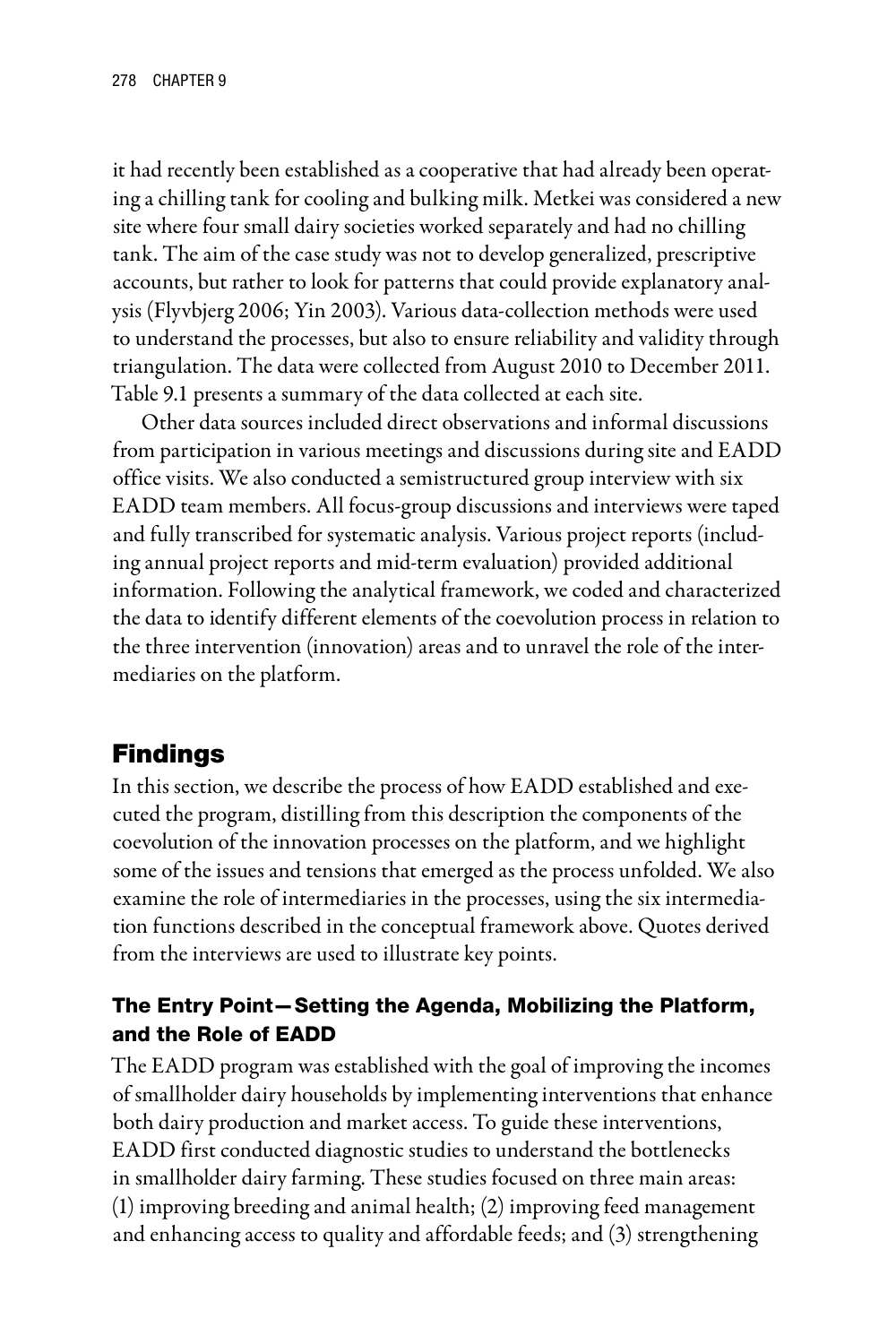it had recently been established as a cooperative that had already been operating a chilling tank for cooling and bulking milk. Metkei was considered a new site where four small dairy societies worked separately and had no chilling tank. The aim of the case study was not to develop generalized, prescriptive accounts, but rather to look for patterns that could provide explanatory analysis (Flyvbjerg 2006; Yin 2003). Various data-collection methods were used to understand the processes, but also to ensure reliability and validity through triangulation. The data were collected from August 2010 to December 2011. Table 9.1 presents a summary of the data collected at each site.

Other data sources included direct observations and informal discussions from participation in various meetings and discussions during site and EADD office visits. We also conducted a semistructured group interview with six EADD team members. All focus-group discussions and interviews were taped and fully transcribed for systematic analysis. Various project reports (including annual project reports and mid-term evaluation) provided additional information. Following the analytical framework, we coded and characterized the data to identify different elements of the coevolution process in relation to the three intervention (innovation) areas and to unravel the role of the intermediaries on the platform.

## Findings

In this section, we describe the process of how EADD established and executed the program, distilling from this description the components of the coevolution of the innovation processes on the platform, and we highlight some of the issues and tensions that emerged as the process unfolded. We also examine the role of intermediaries in the processes, using the six intermediation functions described in the conceptual framework above. Quotes derived from the interviews are used to illustrate key points.

### The Entry Point—Setting the Agenda, Mobilizing the Platform, and the Role of EADD

The EADD program was established with the goal of improving the incomes of smallholder dairy households by implementing interventions that enhance both dairy production and market access. To guide these interventions, EADD first conducted diagnostic studies to understand the bottlenecks in smallholder dairy farming. These studies focused on three main areas: (1) improving breeding and animal health; (2) improving feed management and enhancing access to quality and affordable feeds; and (3) strengthening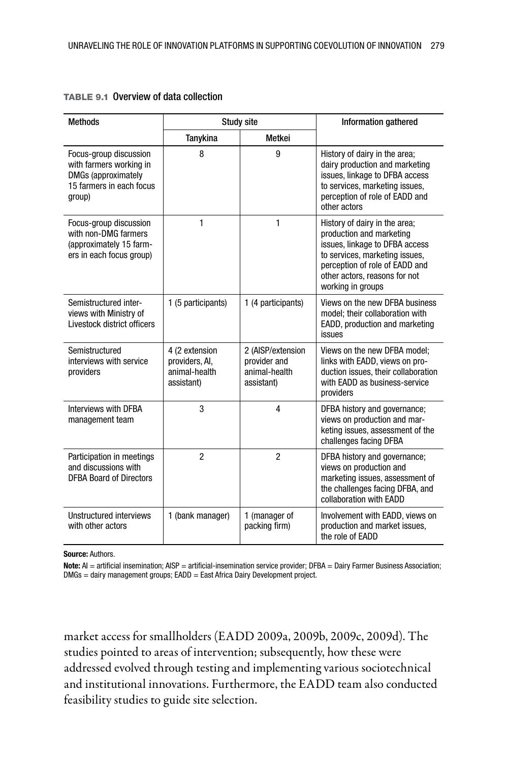**TABLE 9.1** Overview of data collection

| Methods | Study site | | Information gathered |
|---|---|---|---|
| | Tanykina | Metkei | |
| Focus-group discussion with farmers working in DMGs (approximately 15 farmers in each focus group) | 8 | 9 | History of dairy in the area; dairy production and marketing issues, linkage to DFBA access to services, marketing issues, perception of role of EADD and other actors |
| Focus-group discussion with non-DMG farmers (approximately 15 farmers in each focus group) | 1 | 1 | History of dairy in the area; production and marketing issues, linkage to DFBA access to services, marketing issues, perception of role of EADD and other actors, reasons for not working in groups |
| Semistructured interviews with Ministry of Livestock district officers | 1 (5 participants) | 1 (4 participants) | Views on the new DFBA business model; their collaboration with EADD, production and marketing issues |
| Semistructured interviews with service providers | 4 (2 extension providers, AI, animal-health assistant) | 2 (AISP/extension provider and animal-health assistant) | Views on the new DFBA model; links with EADD, views on production issues, their collaboration with EADD as business-service providers |
| Interviews with DFBA management team | 3 | 4 | DFBA history and governance; views on production and marketing issues, assessment of the challenges facing DFBA |
| Participation in meetings and discussions with DFBA Board of Directors | 2 | 2 | DFBA history and governance; views on production and marketing issues, assessment of the challenges facing DFBA, and collaboration with EADD |
| Unstructured interviews with other actors | 1 (bank manager) | 1 (manager of packing firm) | Involvement with EADD, views on production and market issues, the role of EADD |

**Source:** Authors.

**Note:** AI = artificial insemination; AISP = artificial-insemination service provider; DFBA = Dairy Farmer Business Association; DMGs = dairy management groups; EADD = East Africa Dairy Development project.

market access for smallholders (EADD 2009a, 2009b, 2009c, 2009d). The studies pointed to areas of intervention; subsequently, how these were addressed evolved through testing and implementing various sociotechnical and institutional innovations. Furthermore, the EADD team also conducted feasibility studies to guide site selection.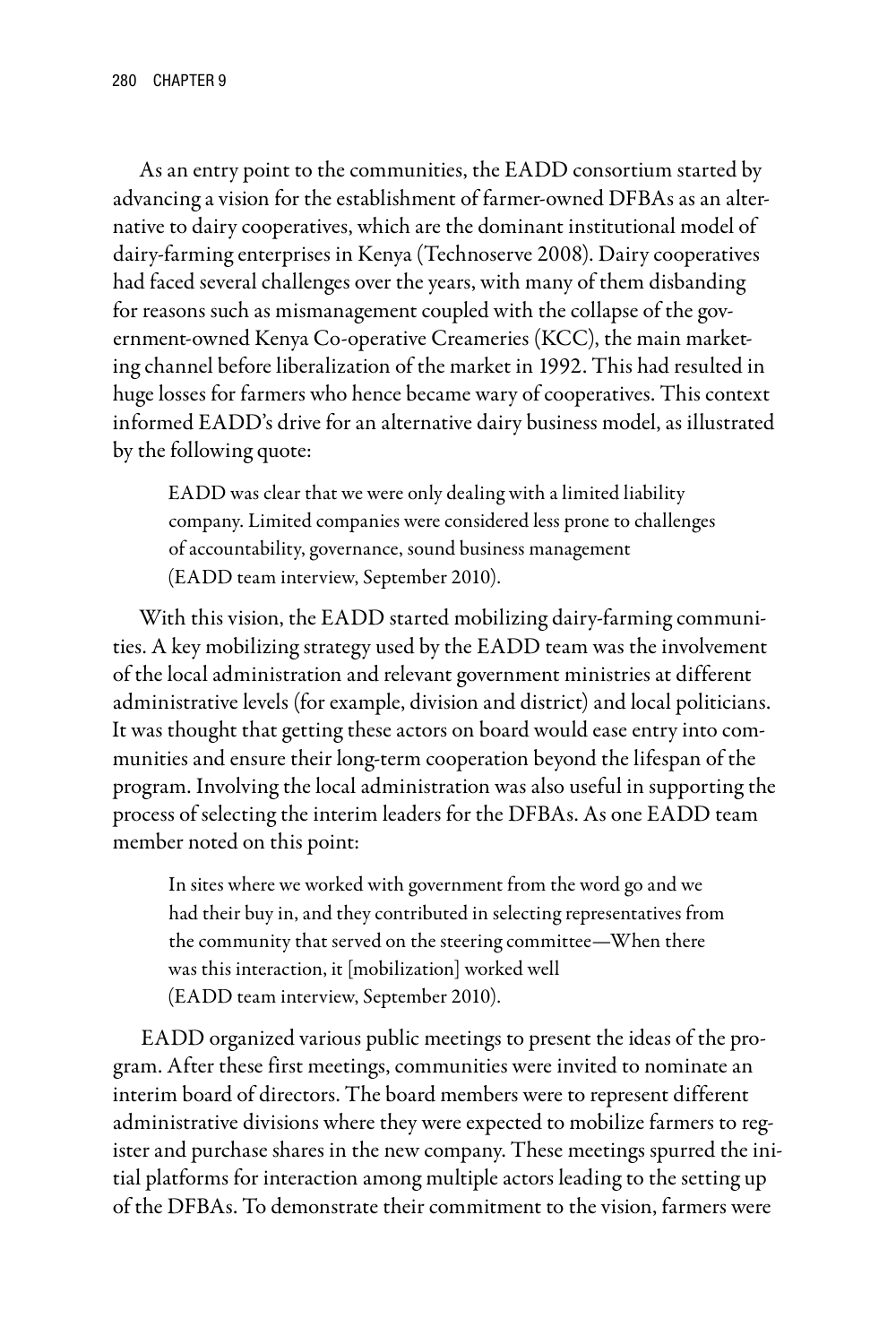As an entry point to the communities, the EADD consortium started by advancing a vision for the establishment of farmer-owned DFBAs as an alternative to dairy cooperatives, which are the dominant institutional model of dairy-farming enterprises in Kenya (Technoserve 2008). Dairy cooperatives had faced several challenges over the years, with many of them disbanding for reasons such as mismanagement coupled with the collapse of the government-owned Kenya Co-operative Creameries (KCC), the main marketing channel before liberalization of the market in 1992. This had resulted in huge losses for farmers who hence became wary of cooperatives. This context informed EADD's drive for an alternative dairy business model, as illustrated by the following quote:

> EADD was clear that we were only dealing with a limited liability company. Limited companies were considered less prone to challenges of accountability, governance, sound business management (EADD team interview, September 2010).

With this vision, the EADD started mobilizing dairy-farming communities. A key mobilizing strategy used by the EADD team was the involvement of the local administration and relevant government ministries at different administrative levels (for example, division and district) and local politicians. It was thought that getting these actors on board would ease entry into communities and ensure their long-term cooperation beyond the lifespan of the program. Involving the local administration was also useful in supporting the process of selecting the interim leaders for the DFBAs. As one EADD team member noted on this point:

> In sites where we worked with government from the word go and we had their buy in, and they contributed in selecting representatives from the community that served on the steering committee—When there was this interaction, it [mobilization] worked well (EADD team interview, September 2010).

EADD organized various public meetings to present the ideas of the program. After these first meetings, communities were invited to nominate an interim board of directors. The board members were to represent different administrative divisions where they were expected to mobilize farmers to register and purchase shares in the new company. These meetings spurred the initial platforms for interaction among multiple actors leading to the setting up of the DFBAs. To demonstrate their commitment to the vision, farmers were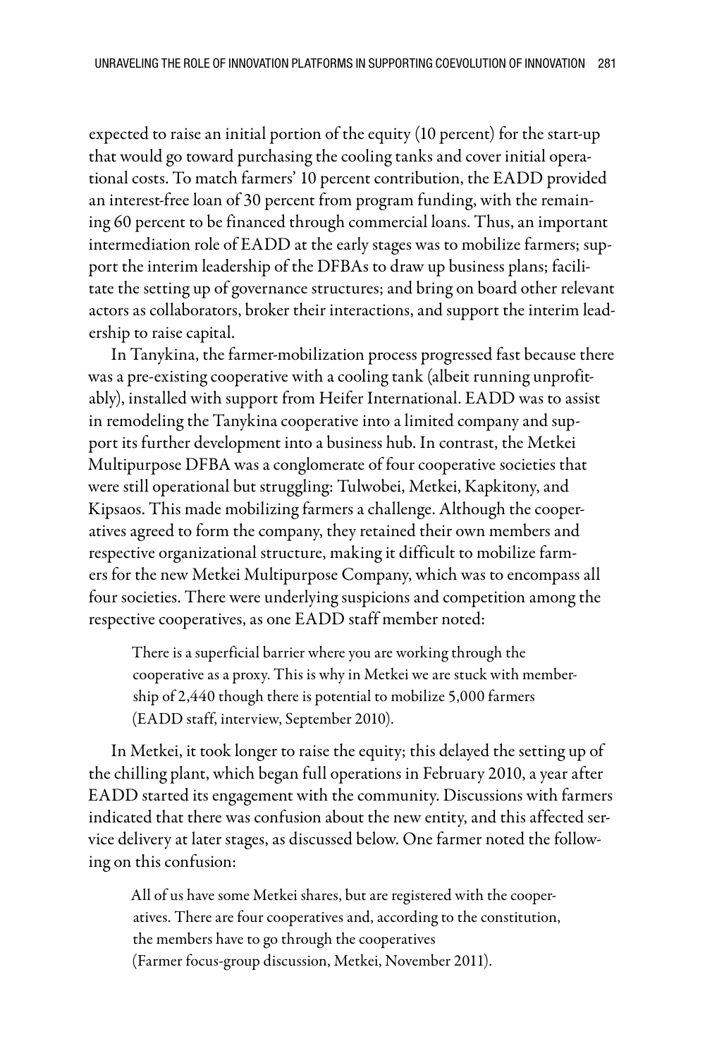expected to raise an initial portion of the equity (10 percent) for the start-up that would go toward purchasing the cooling tanks and cover initial operational costs. To match farmers' 10 percent contribution, the EADD provided an interest-free loan of 30 percent from program funding, with the remaining 60 percent to be financed through commercial loans. Thus, an important intermediation role of EADD at the early stages was to mobilize farmers; support the interim leadership of the DFBAs to draw up business plans; facilitate the setting up of governance structures; and bring on board other relevant actors as collaborators, broker their interactions, and support the interim leadership to raise capital.

In Tanykina, the farmer-mobilization process progressed fast because there was a pre-existing cooperative with a cooling tank (albeit running unprofitably), installed with support from Heifer International. EADD was to assist in remodeling the Tanykina cooperative into a limited company and support its further development into a business hub. In contrast, the Metkei Multipurpose DFBA was a conglomerate of four cooperative societies that were still operational but struggling: Tulwobei, Metkei, Kapkitony, and Kipsaos. This made mobilizing farmers a challenge. Although the cooperatives agreed to form the company, they retained their own members and respective organizational structure, making it difficult to mobilize farmers for the new Metkei Multipurpose Company, which was to encompass all four societies. There were underlying suspicions and competition among the respective cooperatives, as one EADD staff member noted:

> There is a superficial barrier where you are working through the cooperative as a proxy. This is why in Metkei we are stuck with membership of 2,440 though there is potential to mobilize 5,000 farmers (EADD staff, interview, September 2010).

In Metkei, it took longer to raise the equity; this delayed the setting up of the chilling plant, which began full operations in February 2010, a year after EADD started its engagement with the community. Discussions with farmers indicated that there was confusion about the new entity, and this affected service delivery at later stages, as discussed below. One farmer noted the following on this confusion:

> All of us have some Metkei shares, but are registered with the cooperatives. There are four cooperatives and, according to the constitution, the members have to go through the cooperatives
> (Farmer focus-group discussion, Metkei, November 2011).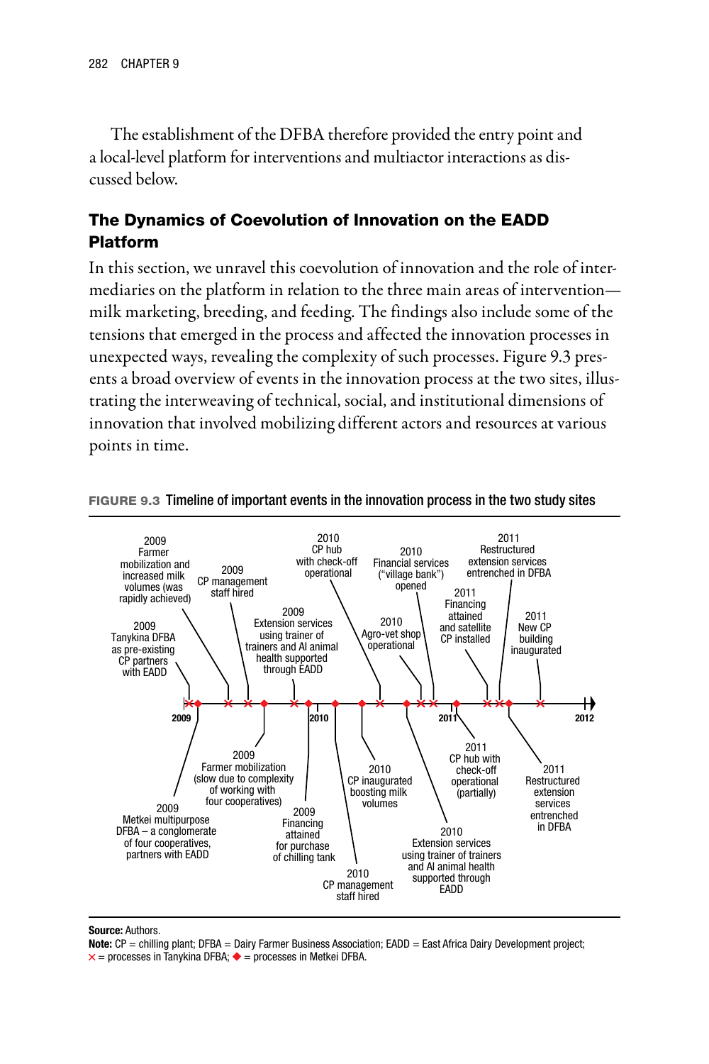The establishment of the DFBA therefore provided the entry point and a local-level platform for interventions and multiactor interactions as discussed below.

## The Dynamics of Coevolution of Innovation on the EADD Platform

In this section, we unravel this coevolution of innovation and the role of intermediaries on the platform in relation to the three main areas of intervention—milk marketing, breeding, and feeding. The findings also include some of the tensions that emerged in the process and affected the innovation processes in unexpected ways, revealing the complexity of such processes. Figure 9.3 presents a broad overview of events in the innovation process at the two sites, illustrating the interweaving of technical, social, and institutional dimensions of innovation that involved mobilizing different actors and resources at various points in time.

**FIGURE 9.3** Timeline of important events in the innovation process in the two study sites

Tanykina DFBA (×):

- 2009 Tanykina DFBA as pre-existing CP partners with EADD
- 2009 Farmer mobilization and increased milk volumes (was rapidly achieved)
- 2009 CP management staff hired
- 2009 Extension services using trainer of trainers and AI animal health supported through EADD
- 2010 CP hub with check-off operational
- 2010 Agro-vet shop operational
- 2010 Financial services ("village bank") opened
- 2011 Financing attained and satellite CP installed
- 2011 Restructured extension services entrenched in DFBA
- 2011 New CP building inaugurated

Metkei DFBA (◆):

- 2009 Metkei multipurpose DFBA – a conglomerate of four cooperatives, partners with EADD
- 2009 Farmer mobilization (slow due to complexity of working with four cooperatives)
- 2009 Financing attained for purchase of chilling tank
- 2010 CP management staff hired
- 2010 CP inaugurated boosting milk volumes
- 2010 Extension services using trainer of trainers and AI animal health supported through EADD
- 2011 CP hub with check-off operational (partially)
- 2011 Restructured extension services entrenched in DFBA

**Source:** Authors.

**Note:** CP = chilling plant; DFBA = Dairy Farmer Business Association; EADD = East Africa Dairy Development project; × = processes in Tanykina DFBA; ◆ = processes in Metkei DFBA.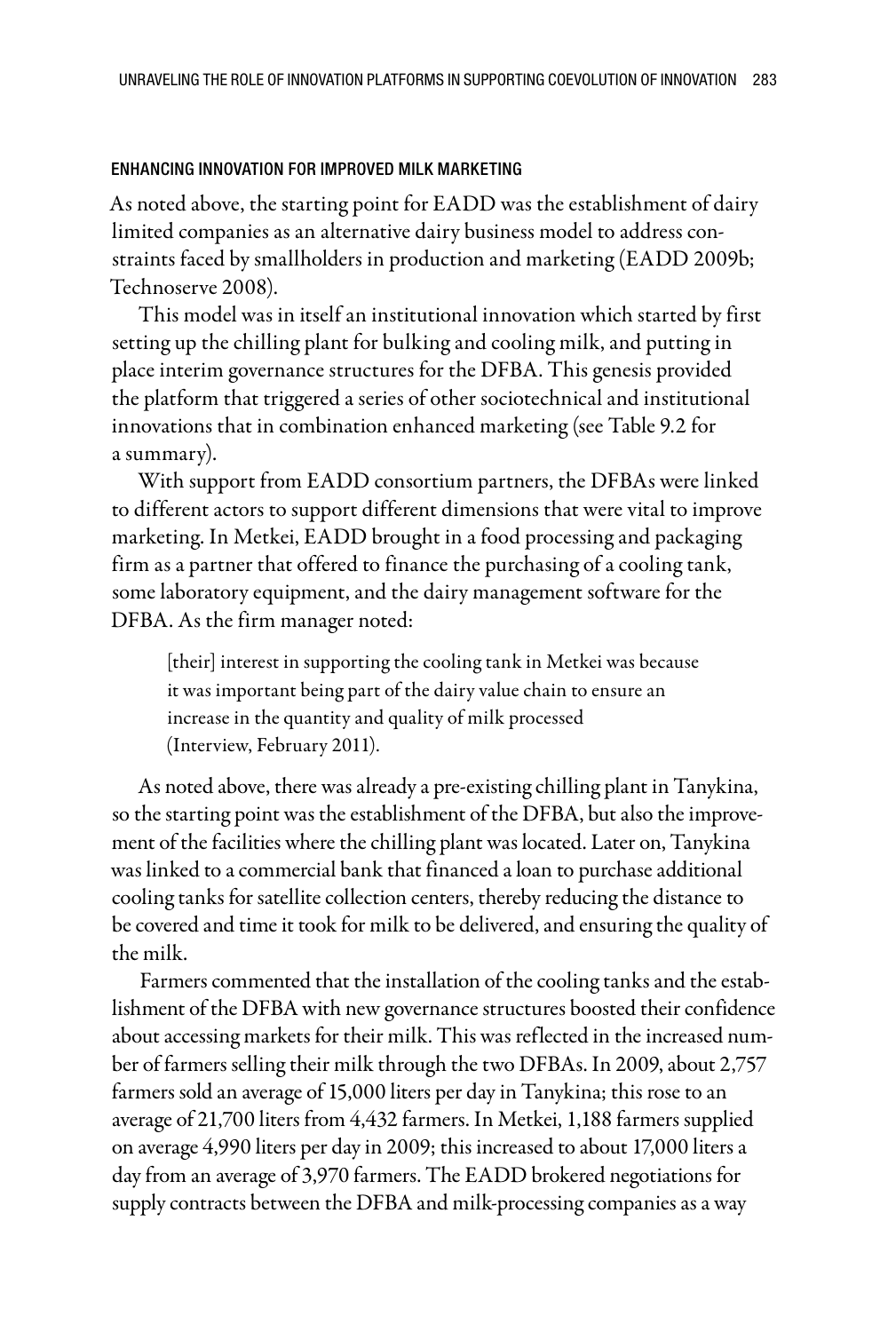### ENHANCING INNOVATION FOR IMPROVED MILK MARKETING

As noted above, the starting point for EADD was the establishment of dairy limited companies as an alternative dairy business model to address constraints faced by smallholders in production and marketing (EADD 2009b; Technoserve 2008).

This model was in itself an institutional innovation which started by first setting up the chilling plant for bulking and cooling milk, and putting in place interim governance structures for the DFBA. This genesis provided the platform that triggered a series of other sociotechnical and institutional innovations that in combination enhanced marketing (see Table 9.2 for a summary).

With support from EADD consortium partners, the DFBAs were linked to different actors to support different dimensions that were vital to improve marketing. In Metkei, EADD brought in a food processing and packaging firm as a partner that offered to finance the purchasing of a cooling tank, some laboratory equipment, and the dairy management software for the DFBA. As the firm manager noted:

> [their] interest in supporting the cooling tank in Metkei was because it was important being part of the dairy value chain to ensure an increase in the quantity and quality of milk processed (Interview, February 2011).

As noted above, there was already a pre-existing chilling plant in Tanykina, so the starting point was the establishment of the DFBA, but also the improvement of the facilities where the chilling plant was located. Later on, Tanykina was linked to a commercial bank that financed a loan to purchase additional cooling tanks for satellite collection centers, thereby reducing the distance to be covered and time it took for milk to be delivered, and ensuring the quality of the milk.

Farmers commented that the installation of the cooling tanks and the establishment of the DFBA with new governance structures boosted their confidence about accessing markets for their milk. This was reflected in the increased number of farmers selling their milk through the two DFBAs. In 2009, about 2,757 farmers sold an average of 15,000 liters per day in Tanykina; this rose to an average of 21,700 liters from 4,432 farmers. In Metkei, 1,188 farmers supplied on average 4,990 liters per day in 2009; this increased to about 17,000 liters a day from an average of 3,970 farmers. The EADD brokered negotiations for supply contracts between the DFBA and milk-processing companies as a way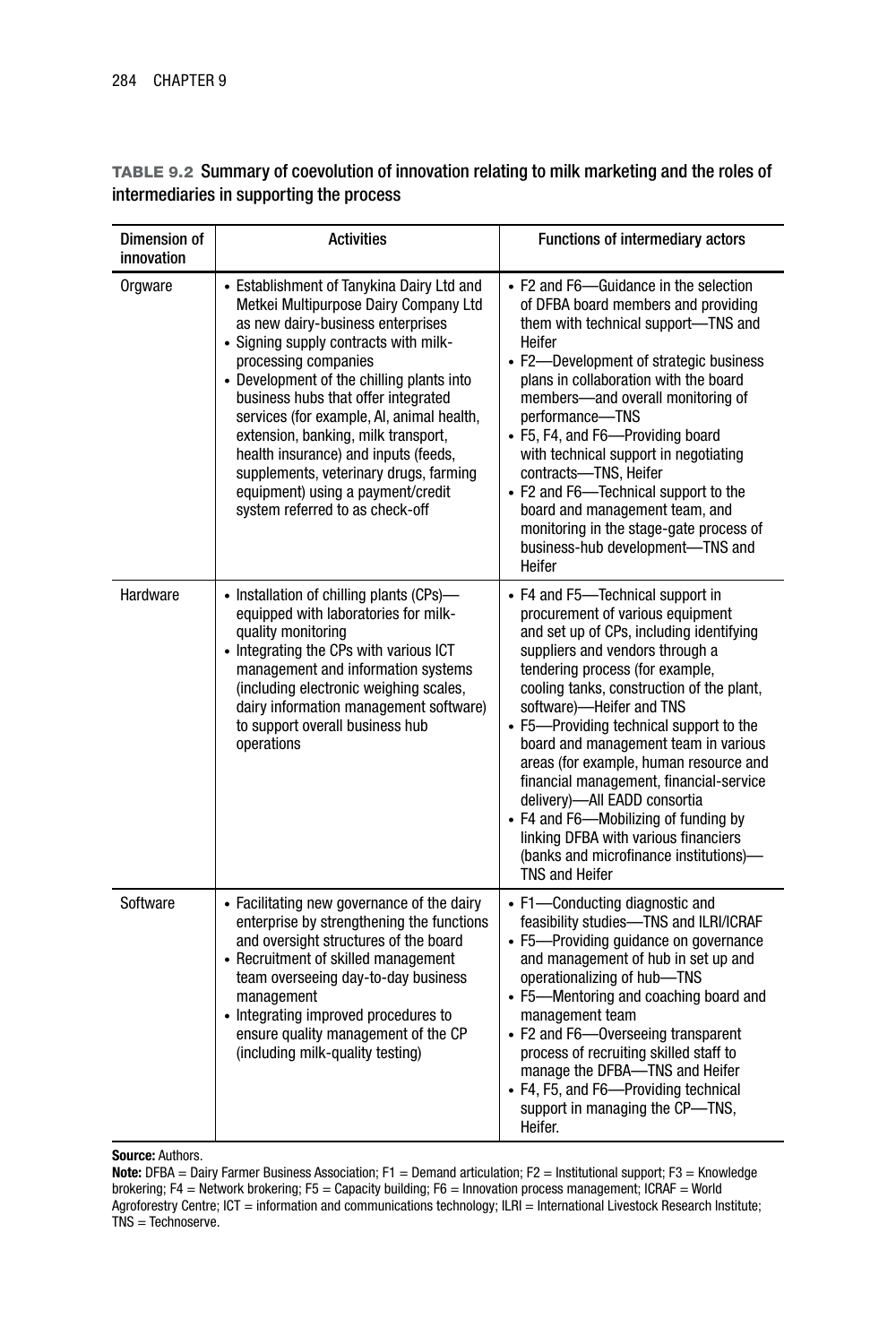**TABLE 9.2** Summary of coevolution of innovation relating to milk marketing and the roles of intermediaries in supporting the process

| Dimension of innovation | Activities | Functions of intermediary actors |
|---|---|---|
| Orgware | • Establishment of Tanykina Dairy Ltd and Metkei Multipurpose Dairy Company Ltd as new dairy-business enterprises<br>• Signing supply contracts with milk-processing companies<br>• Development of the chilling plants into business hubs that offer integrated services (for example, AI, animal health, extension, banking, milk transport, health insurance) and inputs (feeds, supplements, veterinary drugs, farming equipment) using a payment/credit system referred to as check-off | • F2 and F6—Guidance in the selection of DFBA board members and providing them with technical support—TNS and Heifer<br>• F2—Development of strategic business plans in collaboration with the board members—and overall monitoring of performance—TNS<br>• F5, F4, and F6—Providing board with technical support in negotiating contracts—TNS, Heifer<br>• F2 and F6—Technical support to the board and management team, and monitoring in the stage-gate process of business-hub development—TNS and Heifer |
| Hardware | • Installation of chilling plants (CPs)—equipped with laboratories for milk-quality monitoring<br>• Integrating the CPs with various ICT management and information systems (including electronic weighing scales, dairy information management software) to support overall business hub operations | • F4 and F5—Technical support in procurement of various equipment and set up of CPs, including identifying suppliers and vendors through a tendering process (for example, cooling tanks, construction of the plant, software)—Heifer and TNS<br>• F5—Providing technical support to the board and management team in various areas (for example, human resource and financial management, financial-service delivery)—All EADD consortia<br>• F4 and F6—Mobilizing of funding by linking DFBA with various financiers (banks and microfinance institutions)—TNS and Heifer |
| Software | • Facilitating new governance of the dairy enterprise by strengthening the functions and oversight structures of the board<br>• Recruitment of skilled management team overseeing day-to-day business management<br>• Integrating improved procedures to ensure quality management of the CP (including milk-quality testing) | • F1—Conducting diagnostic and feasibility studies—TNS and ILRI/ICRAF<br>• F5—Providing guidance on governance and management of hub in set up and operationalizing of hub—TNS<br>• F5—Mentoring and coaching board and management team<br>• F2 and F6—Overseeing transparent process of recruiting skilled staff to manage the DFBA—TNS and Heifer<br>• F4, F5, and F6—Providing technical support in managing the CP—TNS, Heifer. |

**Source:** Authors.

**Note:** DFBA = Dairy Farmer Business Association; F1 = Demand articulation; F2 = Institutional support; F3 = Knowledge brokering; F4 = Network brokering; F5 = Capacity building; F6 = Innovation process management; ICRAF = World Agroforestry Centre; ICT = information and communications technology; ILRI = International Livestock Research Institute; TNS = Technoserve.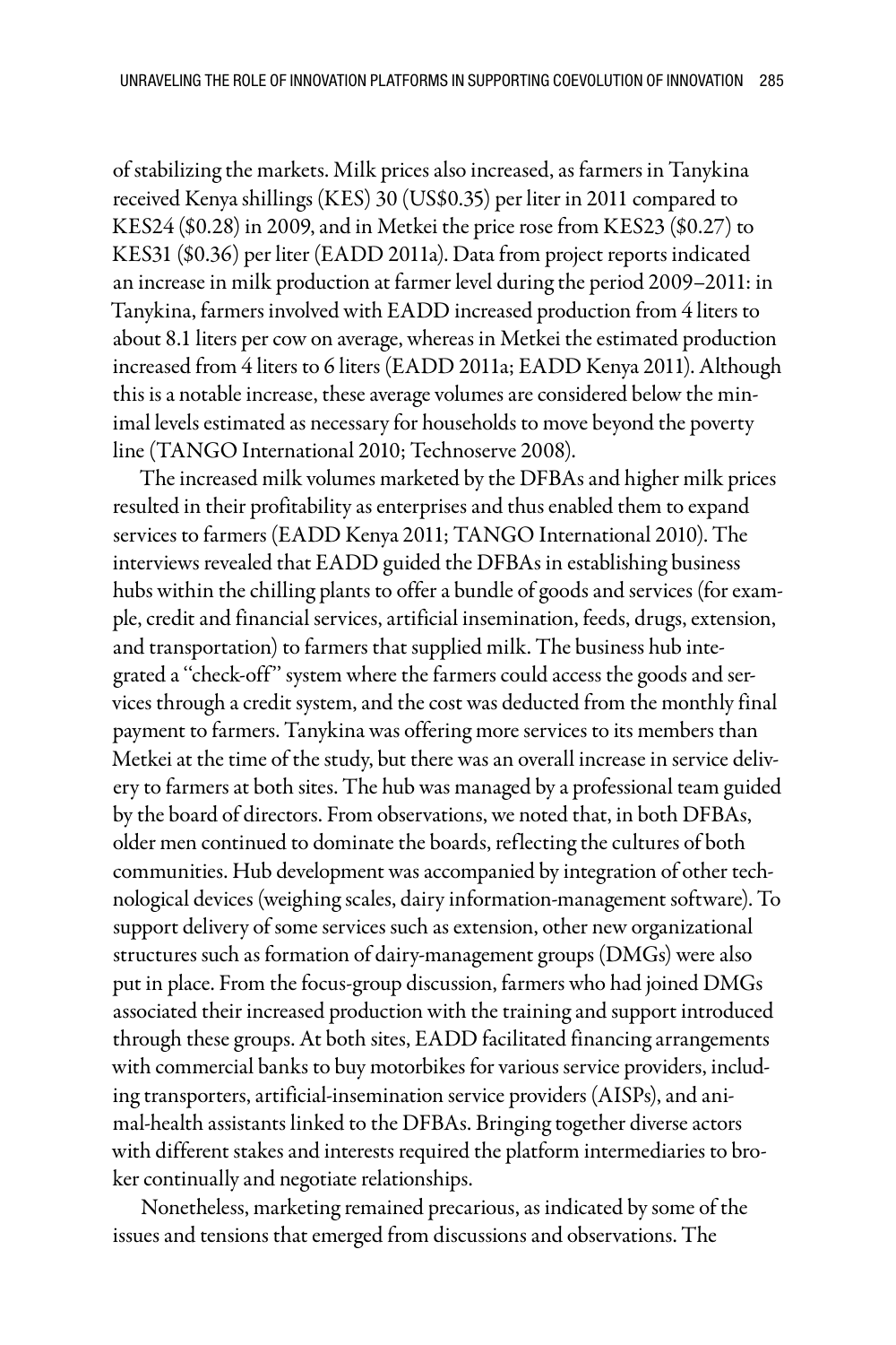of stabilizing the markets. Milk prices also increased, as farmers in Tanykina received Kenya shillings (KES) 30 (US$0.35) per liter in 2011 compared to KES24 ($0.28) in 2009, and in Metkei the price rose from KES23 ($0.27) to KES31 ($0.36) per liter (EADD 2011a). Data from project reports indicated an increase in milk production at farmer level during the period 2009–2011: in Tanykina, farmers involved with EADD increased production from 4 liters to about 8.1 liters per cow on average, whereas in Metkei the estimated production increased from 4 liters to 6 liters (EADD 2011a; EADD Kenya 2011). Although this is a notable increase, these average volumes are considered below the minimal levels estimated as necessary for households to move beyond the poverty line (TANGO International 2010; Technoserve 2008).

The increased milk volumes marketed by the DFBAs and higher milk prices resulted in their profitability as enterprises and thus enabled them to expand services to farmers (EADD Kenya 2011; TANGO International 2010). The interviews revealed that EADD guided the DFBAs in establishing business hubs within the chilling plants to offer a bundle of goods and services (for example, credit and financial services, artificial insemination, feeds, drugs, extension, and transportation) to farmers that supplied milk. The business hub integrated a "check-off" system where the farmers could access the goods and services through a credit system, and the cost was deducted from the monthly final payment to farmers. Tanykina was offering more services to its members than Metkei at the time of the study, but there was an overall increase in service delivery to farmers at both sites. The hub was managed by a professional team guided by the board of directors. From observations, we noted that, in both DFBAs, older men continued to dominate the boards, reflecting the cultures of both communities. Hub development was accompanied by integration of other technological devices (weighing scales, dairy information-management software). To support delivery of some services such as extension, other new organizational structures such as formation of dairy-management groups (DMGs) were also put in place. From the focus-group discussion, farmers who had joined DMGs associated their increased production with the training and support introduced through these groups. At both sites, EADD facilitated financing arrangements with commercial banks to buy motorbikes for various service providers, including transporters, artificial-insemination service providers (AISPs), and animal-health assistants linked to the DFBAs. Bringing together diverse actors with different stakes and interests required the platform intermediaries to broker continually and negotiate relationships.

Nonetheless, marketing remained precarious, as indicated by some of the issues and tensions that emerged from discussions and observations. The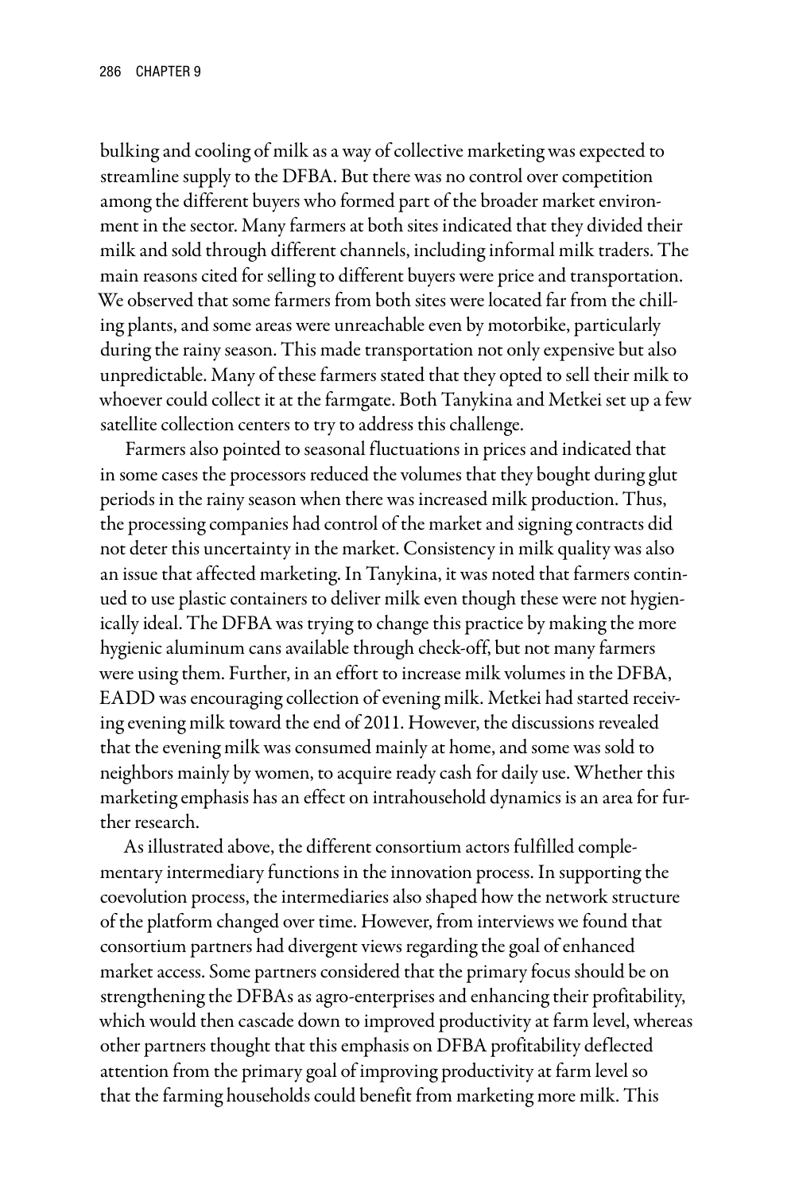bulking and cooling of milk as a way of collective marketing was expected to streamline supply to the DFBA. But there was no control over competition among the different buyers who formed part of the broader market environment in the sector. Many farmers at both sites indicated that they divided their milk and sold through different channels, including informal milk traders. The main reasons cited for selling to different buyers were price and transportation. We observed that some farmers from both sites were located far from the chilling plants, and some areas were unreachable even by motorbike, particularly during the rainy season. This made transportation not only expensive but also unpredictable. Many of these farmers stated that they opted to sell their milk to whoever could collect it at the farmgate. Both Tanykina and Metkei set up a few satellite collection centers to try to address this challenge.

Farmers also pointed to seasonal fluctuations in prices and indicated that in some cases the processors reduced the volumes that they bought during glut periods in the rainy season when there was increased milk production. Thus, the processing companies had control of the market and signing contracts did not deter this uncertainty in the market. Consistency in milk quality was also an issue that affected marketing. In Tanykina, it was noted that farmers continued to use plastic containers to deliver milk even though these were not hygienically ideal. The DFBA was trying to change this practice by making the more hygienic aluminum cans available through check-off, but not many farmers were using them. Further, in an effort to increase milk volumes in the DFBA, EADD was encouraging collection of evening milk. Metkei had started receiving evening milk toward the end of 2011. However, the discussions revealed that the evening milk was consumed mainly at home, and some was sold to neighbors mainly by women, to acquire ready cash for daily use. Whether this marketing emphasis has an effect on intrahousehold dynamics is an area for further research.

As illustrated above, the different consortium actors fulfilled complementary intermediary functions in the innovation process. In supporting the coevolution process, the intermediaries also shaped how the network structure of the platform changed over time. However, from interviews we found that consortium partners had divergent views regarding the goal of enhanced market access. Some partners considered that the primary focus should be on strengthening the DFBAs as agro-enterprises and enhancing their profitability, which would then cascade down to improved productivity at farm level, whereas other partners thought that this emphasis on DFBA profitability deflected attention from the primary goal of improving productivity at farm level so that the farming households could benefit from marketing more milk. This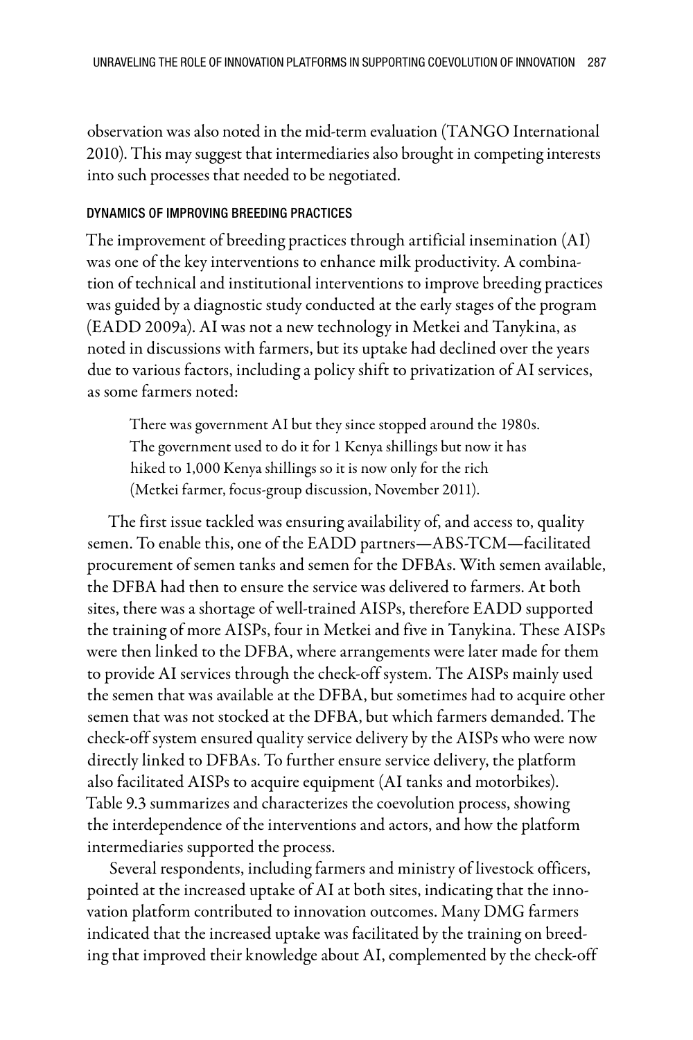observation was also noted in the mid-term evaluation (TANGO International 2010). This may suggest that intermediaries also brought in competing interests into such processes that needed to be negotiated.

### DYNAMICS OF IMPROVING BREEDING PRACTICES

The improvement of breeding practices through artificial insemination (AI) was one of the key interventions to enhance milk productivity. A combination of technical and institutional interventions to improve breeding practices was guided by a diagnostic study conducted at the early stages of the program (EADD 2009a). AI was not a new technology in Metkei and Tanykina, as noted in discussions with farmers, but its uptake had declined over the years due to various factors, including a policy shift to privatization of AI services, as some farmers noted:

> There was government AI but they since stopped around the 1980s. The government used to do it for 1 Kenya shillings but now it has hiked to 1,000 Kenya shillings so it is now only for the rich (Metkei farmer, focus-group discussion, November 2011).

The first issue tackled was ensuring availability of, and access to, quality semen. To enable this, one of the EADD partners—ABS-TCM—facilitated procurement of semen tanks and semen for the DFBAs. With semen available, the DFBA had then to ensure the service was delivered to farmers. At both sites, there was a shortage of well-trained AISPs, therefore EADD supported the training of more AISPs, four in Metkei and five in Tanykina. These AISPs were then linked to the DFBA, where arrangements were later made for them to provide AI services through the check-off system. The AISPs mainly used the semen that was available at the DFBA, but sometimes had to acquire other semen that was not stocked at the DFBA, but which farmers demanded. The check-off system ensured quality service delivery by the AISPs who were now directly linked to DFBAs. To further ensure service delivery, the platform also facilitated AISPs to acquire equipment (AI tanks and motorbikes). Table 9.3 summarizes and characterizes the coevolution process, showing the interdependence of the interventions and actors, and how the platform intermediaries supported the process.

Several respondents, including farmers and ministry of livestock officers, pointed at the increased uptake of AI at both sites, indicating that the innovation platform contributed to innovation outcomes. Many DMG farmers indicated that the increased uptake was facilitated by the training on breeding that improved their knowledge about AI, complemented by the check-off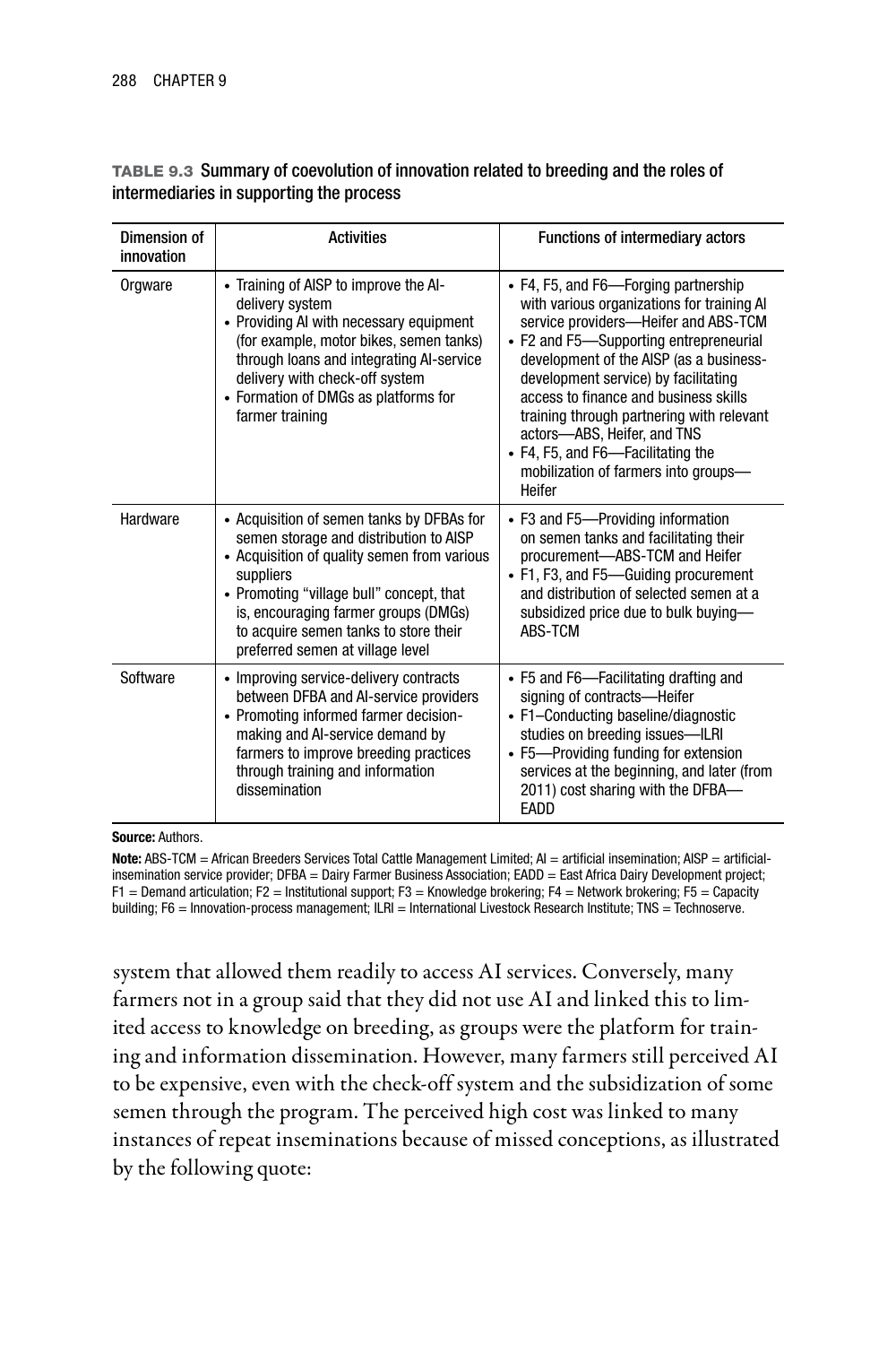**TABLE 9.3** Summary of coevolution of innovation related to breeding and the roles of intermediaries in supporting the process

| Dimension of innovation | Activities | Functions of intermediary actors |
|---|---|---|
| Orgware | • Training of AISP to improve the AI-delivery system<br>• Providing AI with necessary equipment (for example, motor bikes, semen tanks) through loans and integrating AI-service delivery with check-off system<br>• Formation of DMGs as platforms for farmer training | • F4, F5, and F6—Forging partnership with various organizations for training AI service providers—Heifer and ABS-TCM<br>• F2 and F5—Supporting entrepreneurial development of the AISP (as a business-development service) by facilitating access to finance and business skills training through partnering with relevant actors—ABS, Heifer, and TNS<br>• F4, F5, and F6—Facilitating the mobilization of farmers into groups—Heifer |
| Hardware | • Acquisition of semen tanks by DFBAs for semen storage and distribution to AISP<br>• Acquisition of quality semen from various suppliers<br>• Promoting "village bull" concept, that is, encouraging farmer groups (DMGs) to acquire semen tanks to store their preferred semen at village level | • F3 and F5—Providing information on semen tanks and facilitating their procurement—ABS-TCM and Heifer<br>• F1, F3, and F5—Guiding procurement and distribution of selected semen at a subsidized price due to bulk buying—ABS-TCM |
| Software | • Improving service-delivery contracts between DFBA and AI-service providers<br>• Promoting informed farmer decision-making and AI-service demand by farmers to improve breeding practices through training and information dissemination | • F5 and F6—Facilitating drafting and signing of contracts—Heifer<br>• F1–Conducting baseline/diagnostic studies on breeding issues—ILRI<br>• F5—Providing funding for extension services at the beginning, and later (from 2011) cost sharing with the DFBA—EADD |

**Source:** Authors.

**Note:** ABS-TCM = African Breeders Services Total Cattle Management Limited; AI = artificial insemination; AISP = artificial-insemination service provider; DFBA = Dairy Farmer Business Association; EADD = East Africa Dairy Development project; F1 = Demand articulation; F2 = Institutional support; F3 = Knowledge brokering; F4 = Network brokering; F5 = Capacity building; F6 = Innovation-process management; ILRI = International Livestock Research Institute; TNS = Technoserve.

system that allowed them readily to access AI services. Conversely, many farmers not in a group said that they did not use AI and linked this to limited access to knowledge on breeding, as groups were the platform for training and information dissemination. However, many farmers still perceived AI to be expensive, even with the check-off system and the subsidization of some semen through the program. The perceived high cost was linked to many instances of repeat inseminations because of missed conceptions, as illustrated by the following quote: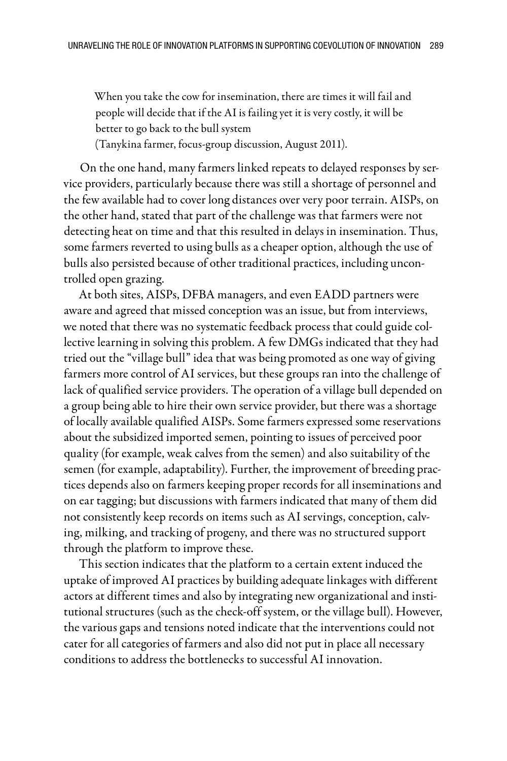> When you take the cow for insemination, there are times it will fail and people will decide that if the AI is failing yet it is very costly, it will be better to go back to the bull system
> (Tanykina farmer, focus-group discussion, August 2011).

On the one hand, many farmers linked repeats to delayed responses by service providers, particularly because there was still a shortage of personnel and the few available had to cover long distances over very poor terrain. AISPs, on the other hand, stated that part of the challenge was that farmers were not detecting heat on time and that this resulted in delays in insemination. Thus, some farmers reverted to using bulls as a cheaper option, although the use of bulls also persisted because of other traditional practices, including uncontrolled open grazing.

At both sites, AISPs, DFBA managers, and even EADD partners were aware and agreed that missed conception was an issue, but from interviews, we noted that there was no systematic feedback process that could guide collective learning in solving this problem. A few DMGs indicated that they had tried out the "village bull" idea that was being promoted as one way of giving farmers more control of AI services, but these groups ran into the challenge of lack of qualified service providers. The operation of a village bull depended on a group being able to hire their own service provider, but there was a shortage of locally available qualified AISPs. Some farmers expressed some reservations about the subsidized imported semen, pointing to issues of perceived poor quality (for example, weak calves from the semen) and also suitability of the semen (for example, adaptability). Further, the improvement of breeding practices depends also on farmers keeping proper records for all inseminations and on ear tagging; but discussions with farmers indicated that many of them did not consistently keep records on items such as AI servings, conception, calving, milking, and tracking of progeny, and there was no structured support through the platform to improve these.

This section indicates that the platform to a certain extent induced the uptake of improved AI practices by building adequate linkages with different actors at different times and also by integrating new organizational and institutional structures (such as the check-off system, or the village bull). However, the various gaps and tensions noted indicate that the interventions could not cater for all categories of farmers and also did not put in place all necessary conditions to address the bottlenecks to successful AI innovation.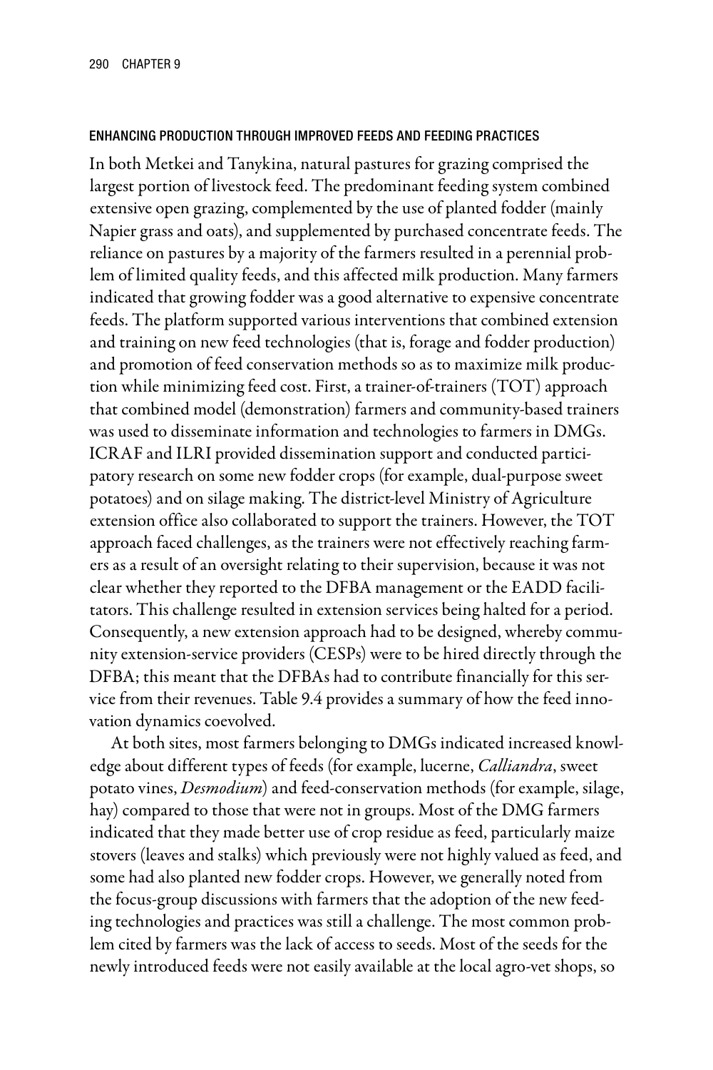### ENHANCING PRODUCTION THROUGH IMPROVED FEEDS AND FEEDING PRACTICES

In both Metkei and Tanykina, natural pastures for grazing comprised the largest portion of livestock feed. The predominant feeding system combined extensive open grazing, complemented by the use of planted fodder (mainly Napier grass and oats), and supplemented by purchased concentrate feeds. The reliance on pastures by a majority of the farmers resulted in a perennial problem of limited quality feeds, and this affected milk production. Many farmers indicated that growing fodder was a good alternative to expensive concentrate feeds. The platform supported various interventions that combined extension and training on new feed technologies (that is, forage and fodder production) and promotion of feed conservation methods so as to maximize milk production while minimizing feed cost. First, a trainer-of-trainers (TOT) approach that combined model (demonstration) farmers and community-based trainers was used to disseminate information and technologies to farmers in DMGs. ICRAF and ILRI provided dissemination support and conducted participatory research on some new fodder crops (for example, dual-purpose sweet potatoes) and on silage making. The district-level Ministry of Agriculture extension office also collaborated to support the trainers. However, the TOT approach faced challenges, as the trainers were not effectively reaching farmers as a result of an oversight relating to their supervision, because it was not clear whether they reported to the DFBA management or the EADD facilitators. This challenge resulted in extension services being halted for a period. Consequently, a new extension approach had to be designed, whereby community extension-service providers (CESPs) were to be hired directly through the DFBA; this meant that the DFBAs had to contribute financially for this service from their revenues. Table 9.4 provides a summary of how the feed innovation dynamics coevolved.

At both sites, most farmers belonging to DMGs indicated increased knowledge about different types of feeds (for example, lucerne, *Calliandra*, sweet potato vines, *Desmodium*) and feed-conservation methods (for example, silage, hay) compared to those that were not in groups. Most of the DMG farmers indicated that they made better use of crop residue as feed, particularly maize stovers (leaves and stalks) which previously were not highly valued as feed, and some had also planted new fodder crops. However, we generally noted from the focus-group discussions with farmers that the adoption of the new feeding technologies and practices was still a challenge. The most common problem cited by farmers was the lack of access to seeds. Most of the seeds for the newly introduced feeds were not easily available at the local agro-vet shops, so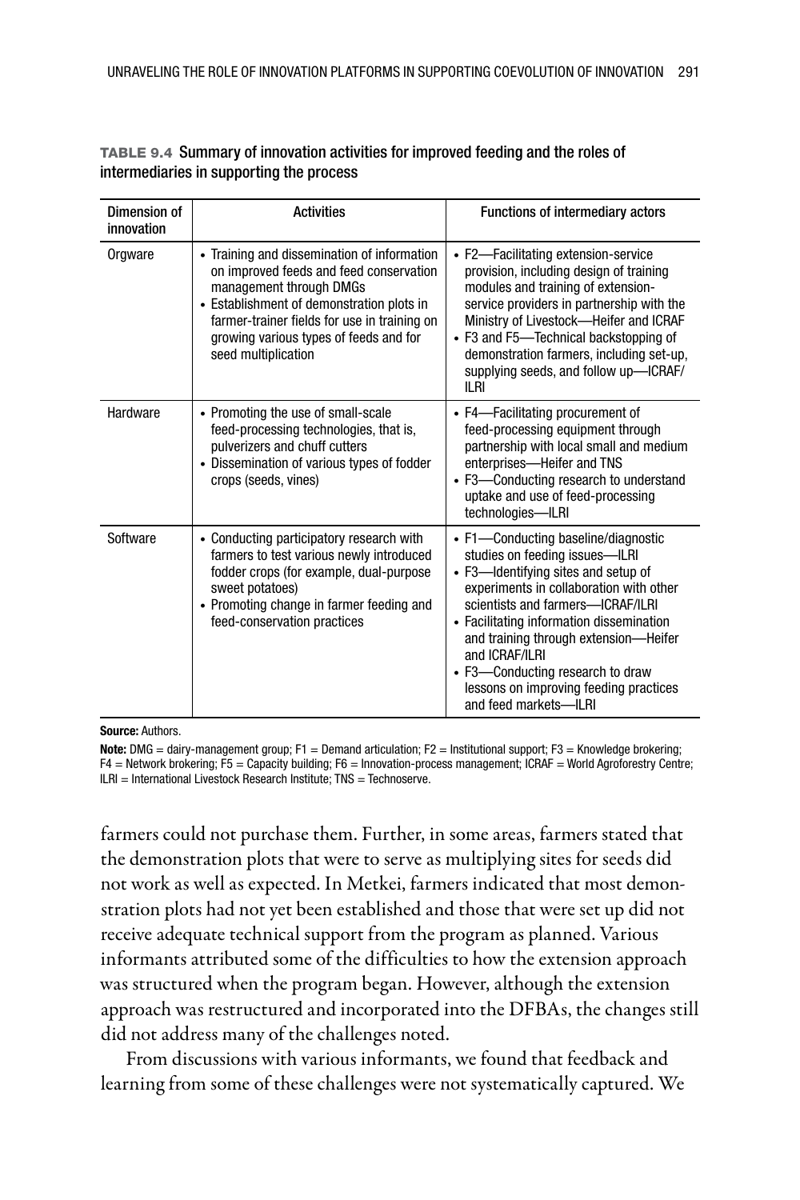**TABLE 9.4** Summary of innovation activities for improved feeding and the roles of intermediaries in supporting the process

| Dimension of innovation | Activities | Functions of intermediary actors |
| --- | --- | --- |
| Orgware | • Training and dissemination of information on improved feeds and feed conservation management through DMGs<br>• Establishment of demonstration plots in farmer-trainer fields for use in training on growing various types of feeds and for seed multiplication | • F2—Facilitating extension-service provision, including design of training modules and training of extension-service providers in partnership with the Ministry of Livestock—Heifer and ICRAF<br>• F3 and F5—Technical backstopping of demonstration farmers, including set-up, supplying seeds, and follow up—ICRAF/ILRI |
| Hardware | • Promoting the use of small-scale feed-processing technologies, that is, pulverizers and chuff cutters<br>• Dissemination of various types of fodder crops (seeds, vines) | • F4—Facilitating procurement of feed-processing equipment through partnership with local small and medium enterprises—Heifer and TNS<br>• F3—Conducting research to understand uptake and use of feed-processing technologies—ILRI |
| Software | • Conducting participatory research with farmers to test various newly introduced fodder crops (for example, dual-purpose sweet potatoes)<br>• Promoting change in farmer feeding and feed-conservation practices | • F1—Conducting baseline/diagnostic studies on feeding issues—ILRI<br>• F3—Identifying sites and setup of experiments in collaboration with other scientists and farmers—ICRAF/ILRI<br>• Facilitating information dissemination and training through extension—Heifer and ICRAF/ILRI<br>• F3—Conducting research to draw lessons on improving feeding practices and feed markets—ILRI |

**Source:** Authors.

**Note:** DMG = dairy-management group; F1 = Demand articulation; F2 = Institutional support; F3 = Knowledge brokering; F4 = Network brokering; F5 = Capacity building; F6 = Innovation-process management; ICRAF = World Agroforestry Centre; ILRI = International Livestock Research Institute; TNS = Technoserve.

farmers could not purchase them. Further, in some areas, farmers stated that the demonstration plots that were to serve as multiplying sites for seeds did not work as well as expected. In Metkei, farmers indicated that most demonstration plots had not yet been established and those that were set up did not receive adequate technical support from the program as planned. Various informants attributed some of the difficulties to how the extension approach was structured when the program began. However, although the extension approach was restructured and incorporated into the DFBAs, the changes still did not address many of the challenges noted.

From discussions with various informants, we found that feedback and learning from some of these challenges were not systematically captured. We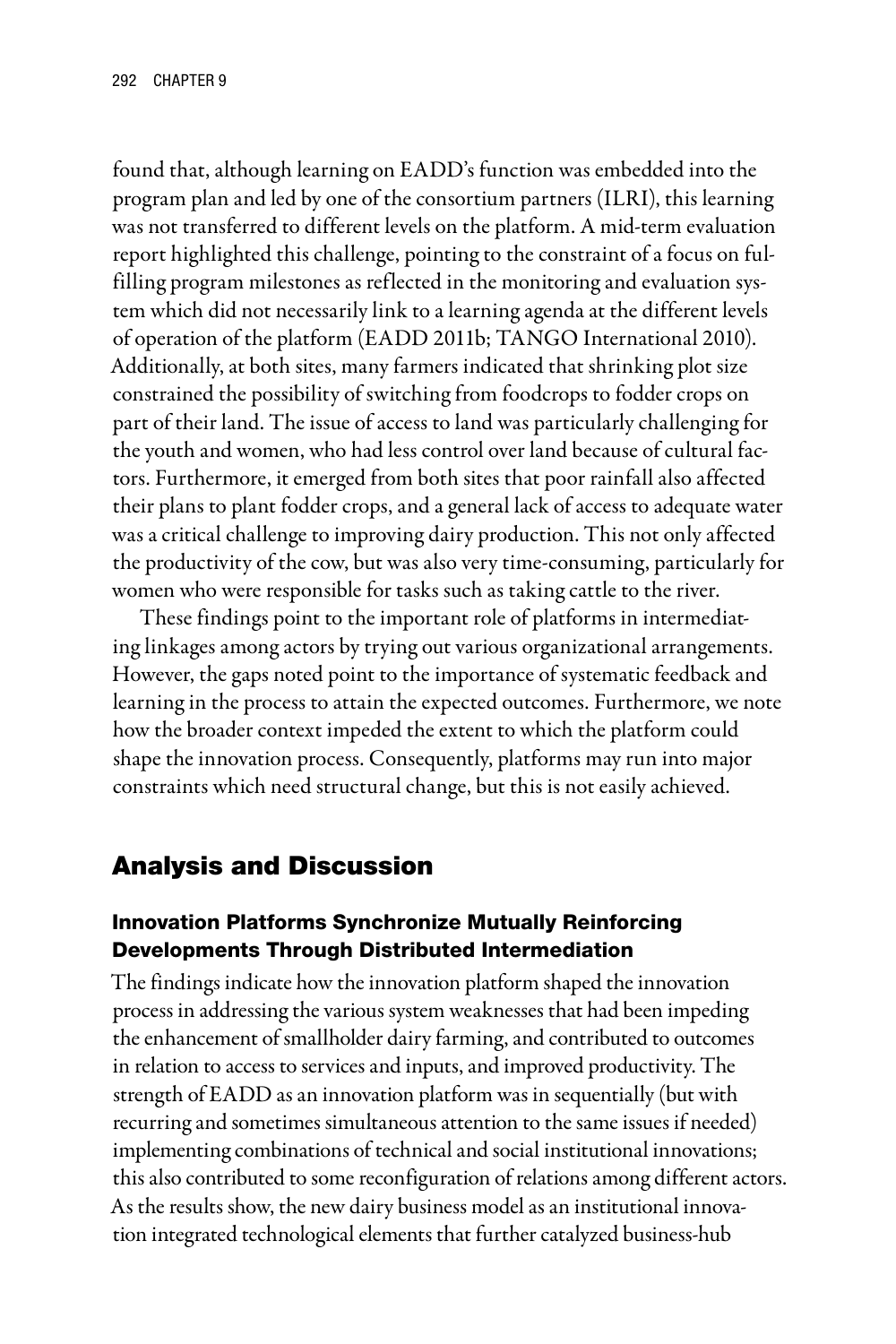found that, although learning on EADD's function was embedded into the program plan and led by one of the consortium partners (ILRI), this learning was not transferred to different levels on the platform. A mid-term evaluation report highlighted this challenge, pointing to the constraint of a focus on fulfilling program milestones as reflected in the monitoring and evaluation system which did not necessarily link to a learning agenda at the different levels of operation of the platform (EADD 2011b; TANGO International 2010). Additionally, at both sites, many farmers indicated that shrinking plot size constrained the possibility of switching from foodcrops to fodder crops on part of their land. The issue of access to land was particularly challenging for the youth and women, who had less control over land because of cultural factors. Furthermore, it emerged from both sites that poor rainfall also affected their plans to plant fodder crops, and a general lack of access to adequate water was a critical challenge to improving dairy production. This not only affected the productivity of the cow, but was also very time-consuming, particularly for women who were responsible for tasks such as taking cattle to the river.

These findings point to the important role of platforms in intermediating linkages among actors by trying out various organizational arrangements. However, the gaps noted point to the importance of systematic feedback and learning in the process to attain the expected outcomes. Furthermore, we note how the broader context impeded the extent to which the platform could shape the innovation process. Consequently, platforms may run into major constraints which need structural change, but this is not easily achieved.

## Analysis and Discussion

### Innovation Platforms Synchronize Mutually Reinforcing Developments Through Distributed Intermediation

The findings indicate how the innovation platform shaped the innovation process in addressing the various system weaknesses that had been impeding the enhancement of smallholder dairy farming, and contributed to outcomes in relation to access to services and inputs, and improved productivity. The strength of EADD as an innovation platform was in sequentially (but with recurring and sometimes simultaneous attention to the same issues if needed) implementing combinations of technical and social institutional innovations; this also contributed to some reconfiguration of relations among different actors. As the results show, the new dairy business model as an institutional innovation integrated technological elements that further catalyzed business-hub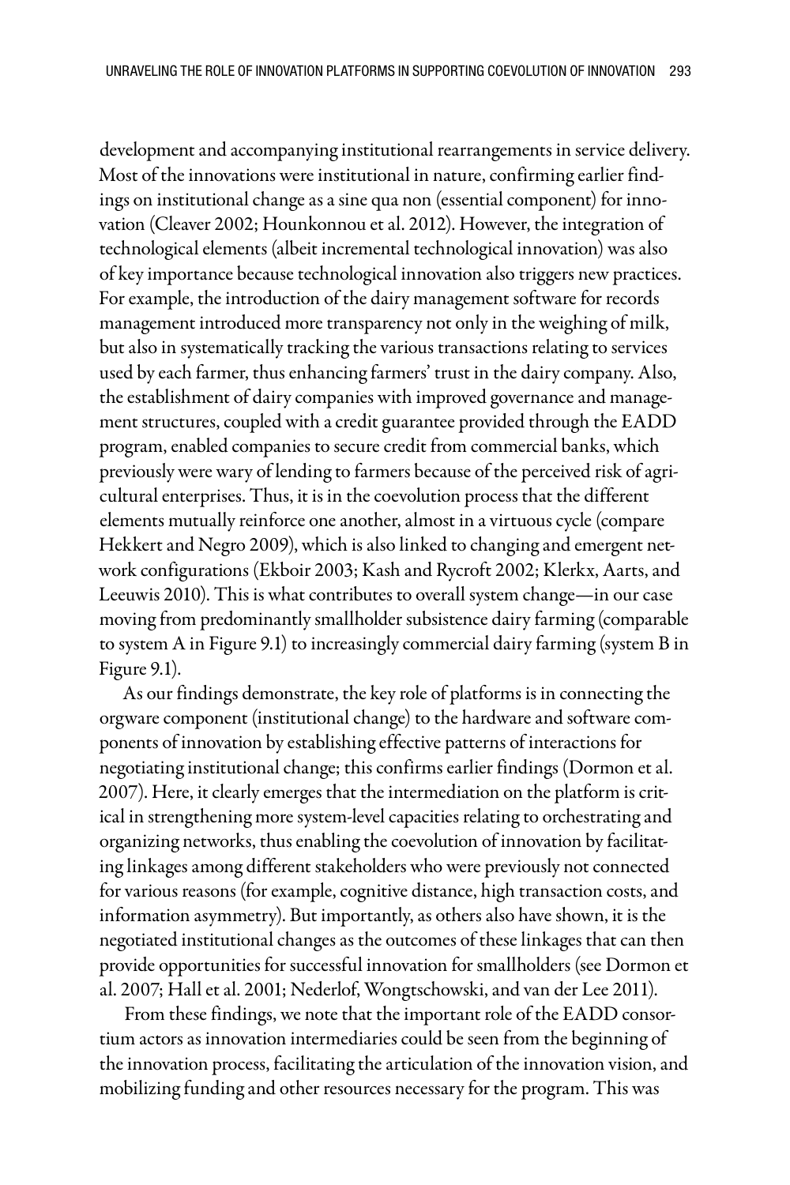development and accompanying institutional rearrangements in service delivery. Most of the innovations were institutional in nature, confirming earlier findings on institutional change as a sine qua non (essential component) for innovation (Cleaver 2002; Hounkonnou et al. 2012). However, the integration of technological elements (albeit incremental technological innovation) was also of key importance because technological innovation also triggers new practices. For example, the introduction of the dairy management software for records management introduced more transparency not only in the weighing of milk, but also in systematically tracking the various transactions relating to services used by each farmer, thus enhancing farmers' trust in the dairy company. Also, the establishment of dairy companies with improved governance and management structures, coupled with a credit guarantee provided through the EADD program, enabled companies to secure credit from commercial banks, which previously were wary of lending to farmers because of the perceived risk of agricultural enterprises. Thus, it is in the coevolution process that the different elements mutually reinforce one another, almost in a virtuous cycle (compare Hekkert and Negro 2009), which is also linked to changing and emergent network configurations (Ekboir 2003; Kash and Rycroft 2002; Klerkx, Aarts, and Leeuwis 2010). This is what contributes to overall system change—in our case moving from predominantly smallholder subsistence dairy farming (comparable to system A in Figure 9.1) to increasingly commercial dairy farming (system B in Figure 9.1).

As our findings demonstrate, the key role of platforms is in connecting the orgware component (institutional change) to the hardware and software components of innovation by establishing effective patterns of interactions for negotiating institutional change; this confirms earlier findings (Dormon et al. 2007). Here, it clearly emerges that the intermediation on the platform is critical in strengthening more system-level capacities relating to orchestrating and organizing networks, thus enabling the coevolution of innovation by facilitating linkages among different stakeholders who were previously not connected for various reasons (for example, cognitive distance, high transaction costs, and information asymmetry). But importantly, as others also have shown, it is the negotiated institutional changes as the outcomes of these linkages that can then provide opportunities for successful innovation for smallholders (see Dormon et al. 2007; Hall et al. 2001; Nederlof, Wongtschowski, and van der Lee 2011).

From these findings, we note that the important role of the EADD consortium actors as innovation intermediaries could be seen from the beginning of the innovation process, facilitating the articulation of the innovation vision, and mobilizing funding and other resources necessary for the program. This was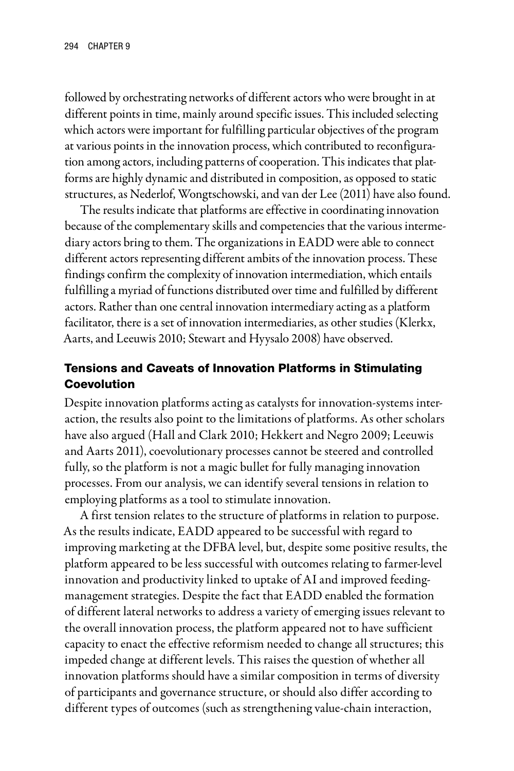followed by orchestrating networks of different actors who were brought in at different points in time, mainly around specific issues. This included selecting which actors were important for fulfilling particular objectives of the program at various points in the innovation process, which contributed to reconfiguration among actors, including patterns of cooperation. This indicates that platforms are highly dynamic and distributed in composition, as opposed to static structures, as Nederlof, Wongtschowski, and van der Lee (2011) have also found.

The results indicate that platforms are effective in coordinating innovation because of the complementary skills and competencies that the various intermediary actors bring to them. The organizations in EADD were able to connect different actors representing different ambits of the innovation process. These findings confirm the complexity of innovation intermediation, which entails fulfilling a myriad of functions distributed over time and fulfilled by different actors. Rather than one central innovation intermediary acting as a platform facilitator, there is a set of innovation intermediaries, as other studies (Klerkx, Aarts, and Leeuwis 2010; Stewart and Hyysalo 2008) have observed.

## Tensions and Caveats of Innovation Platforms in Stimulating Coevolution

Despite innovation platforms acting as catalysts for innovation-systems interaction, the results also point to the limitations of platforms. As other scholars have also argued (Hall and Clark 2010; Hekkert and Negro 2009; Leeuwis and Aarts 2011), coevolutionary processes cannot be steered and controlled fully, so the platform is not a magic bullet for fully managing innovation processes. From our analysis, we can identify several tensions in relation to employing platforms as a tool to stimulate innovation.

A first tension relates to the structure of platforms in relation to purpose. As the results indicate, EADD appeared to be successful with regard to improving marketing at the DFBA level, but, despite some positive results, the platform appeared to be less successful with outcomes relating to farmer-level innovation and productivity linked to uptake of AI and improved feeding-management strategies. Despite the fact that EADD enabled the formation of different lateral networks to address a variety of emerging issues relevant to the overall innovation process, the platform appeared not to have sufficient capacity to enact the effective reformism needed to change all structures; this impeded change at different levels. This raises the question of whether all innovation platforms should have a similar composition in terms of diversity of participants and governance structure, or should also differ according to different types of outcomes (such as strengthening value-chain interaction,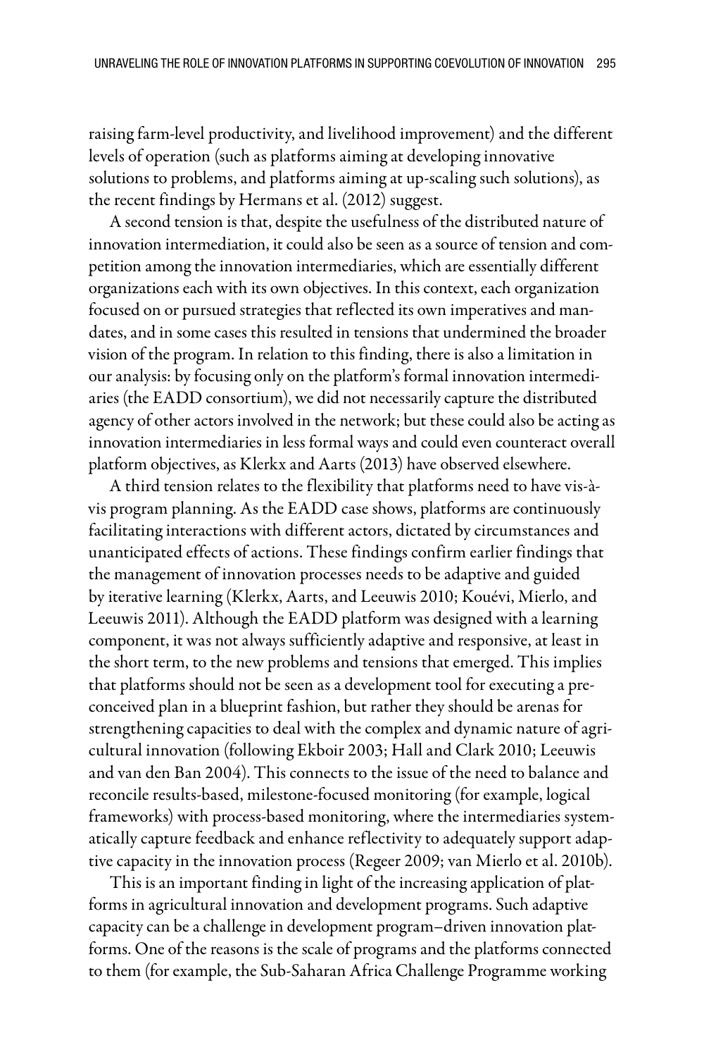raising farm-level productivity, and livelihood improvement) and the different levels of operation (such as platforms aiming at developing innovative solutions to problems, and platforms aiming at up-scaling such solutions), as the recent findings by Hermans et al. (2012) suggest.

A second tension is that, despite the usefulness of the distributed nature of innovation intermediation, it could also be seen as a source of tension and competition among the innovation intermediaries, which are essentially different organizations each with its own objectives. In this context, each organization focused on or pursued strategies that reflected its own imperatives and mandates, and in some cases this resulted in tensions that undermined the broader vision of the program. In relation to this finding, there is also a limitation in our analysis: by focusing only on the platform's formal innovation intermediaries (the EADD consortium), we did not necessarily capture the distributed agency of other actors involved in the network; but these could also be acting as innovation intermediaries in less formal ways and could even counteract overall platform objectives, as Klerkx and Aarts (2013) have observed elsewhere.

A third tension relates to the flexibility that platforms need to have vis-à-vis program planning. As the EADD case shows, platforms are continuously facilitating interactions with different actors, dictated by circumstances and unanticipated effects of actions. These findings confirm earlier findings that the management of innovation processes needs to be adaptive and guided by iterative learning (Klerkx, Aarts, and Leeuwis 2010; Kouévi, Mierlo, and Leeuwis 2011). Although the EADD platform was designed with a learning component, it was not always sufficiently adaptive and responsive, at least in the short term, to the new problems and tensions that emerged. This implies that platforms should not be seen as a development tool for executing a preconceived plan in a blueprint fashion, but rather they should be arenas for strengthening capacities to deal with the complex and dynamic nature of agricultural innovation (following Ekboir 2003; Hall and Clark 2010; Leeuwis and van den Ban 2004). This connects to the issue of the need to balance and reconcile results-based, milestone-focused monitoring (for example, logical frameworks) with process-based monitoring, where the intermediaries systematically capture feedback and enhance reflectivity to adequately support adaptive capacity in the innovation process (Regeer 2009; van Mierlo et al. 2010b).

This is an important finding in light of the increasing application of platforms in agricultural innovation and development programs. Such adaptive capacity can be a challenge in development program–driven innovation platforms. One of the reasons is the scale of programs and the platforms connected to them (for example, the Sub-Saharan Africa Challenge Programme working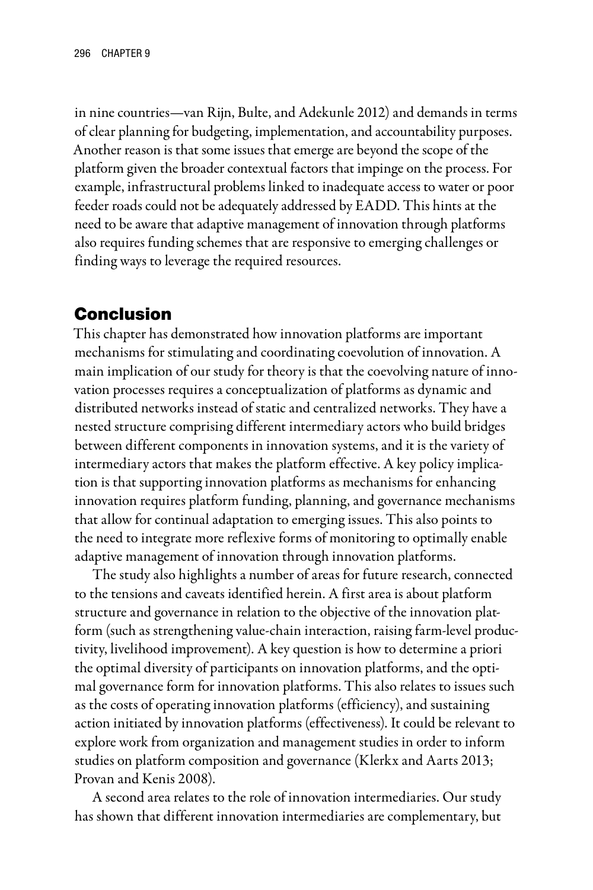in nine countries—van Rijn, Bulte, and Adekunle 2012) and demands in terms of clear planning for budgeting, implementation, and accountability purposes. Another reason is that some issues that emerge are beyond the scope of the platform given the broader contextual factors that impinge on the process. For example, infrastructural problems linked to inadequate access to water or poor feeder roads could not be adequately addressed by EADD. This hints at the need to be aware that adaptive management of innovation through platforms also requires funding schemes that are responsive to emerging challenges or finding ways to leverage the required resources.

## Conclusion

This chapter has demonstrated how innovation platforms are important mechanisms for stimulating and coordinating coevolution of innovation. A main implication of our study for theory is that the coevolving nature of innovation processes requires a conceptualization of platforms as dynamic and distributed networks instead of static and centralized networks. They have a nested structure comprising different intermediary actors who build bridges between different components in innovation systems, and it is the variety of intermediary actors that makes the platform effective. A key policy implication is that supporting innovation platforms as mechanisms for enhancing innovation requires platform funding, planning, and governance mechanisms that allow for continual adaptation to emerging issues. This also points to the need to integrate more reflexive forms of monitoring to optimally enable adaptive management of innovation through innovation platforms.

The study also highlights a number of areas for future research, connected to the tensions and caveats identified herein. A first area is about platform structure and governance in relation to the objective of the innovation platform (such as strengthening value-chain interaction, raising farm-level productivity, livelihood improvement). A key question is how to determine a priori the optimal diversity of participants on innovation platforms, and the optimal governance form for innovation platforms. This also relates to issues such as the costs of operating innovation platforms (efficiency), and sustaining action initiated by innovation platforms (effectiveness). It could be relevant to explore work from organization and management studies in order to inform studies on platform composition and governance (Klerkx and Aarts 2013; Provan and Kenis 2008).

A second area relates to the role of innovation intermediaries. Our study has shown that different innovation intermediaries are complementary, but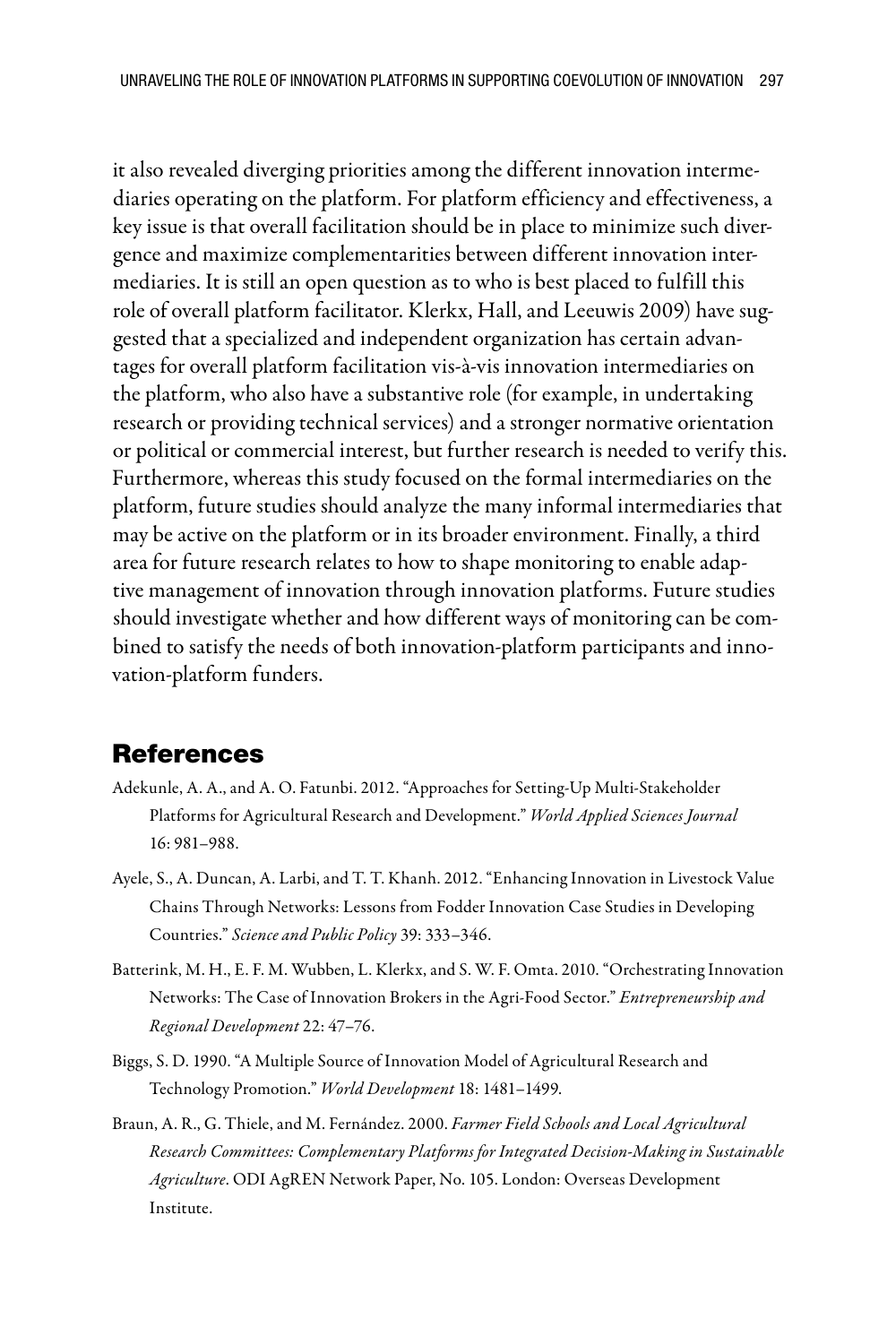it also revealed diverging priorities among the different innovation intermediaries operating on the platform. For platform efficiency and effectiveness, a key issue is that overall facilitation should be in place to minimize such divergence and maximize complementarities between different innovation intermediaries. It is still an open question as to who is best placed to fulfill this role of overall platform facilitator. Klerkx, Hall, and Leeuwis 2009) have suggested that a specialized and independent organization has certain advantages for overall platform facilitation vis-à-vis innovation intermediaries on the platform, who also have a substantive role (for example, in undertaking research or providing technical services) and a stronger normative orientation or political or commercial interest, but further research is needed to verify this. Furthermore, whereas this study focused on the formal intermediaries on the platform, future studies should analyze the many informal intermediaries that may be active on the platform or in its broader environment. Finally, a third area for future research relates to how to shape monitoring to enable adaptive management of innovation through innovation platforms. Future studies should investigate whether and how different ways of monitoring can be combined to satisfy the needs of both innovation-platform participants and innovation-platform funders.

## References

Adekunle, A. A., and A. O. Fatunbi. 2012. "Approaches for Setting-Up Multi-Stakeholder Platforms for Agricultural Research and Development." *World Applied Sciences Journal* 16: 981–988.

Ayele, S., A. Duncan, A. Larbi, and T. T. Khanh. 2012. "Enhancing Innovation in Livestock Value Chains Through Networks: Lessons from Fodder Innovation Case Studies in Developing Countries." *Science and Public Policy* 39: 333–346.

Batterink, M. H., E. F. M. Wubben, L. Klerkx, and S. W. F. Omta. 2010. "Orchestrating Innovation Networks: The Case of Innovation Brokers in the Agri-Food Sector." *Entrepreneurship and Regional Development* 22: 47–76.

Biggs, S. D. 1990. "A Multiple Source of Innovation Model of Agricultural Research and Technology Promotion." *World Development* 18: 1481–1499.

Braun, A. R., G. Thiele, and M. Fernández. 2000. *Farmer Field Schools and Local Agricultural Research Committees: Complementary Platforms for Integrated Decision-Making in Sustainable Agriculture*. ODI AgREN Network Paper, No. 105. London: Overseas Development Institute.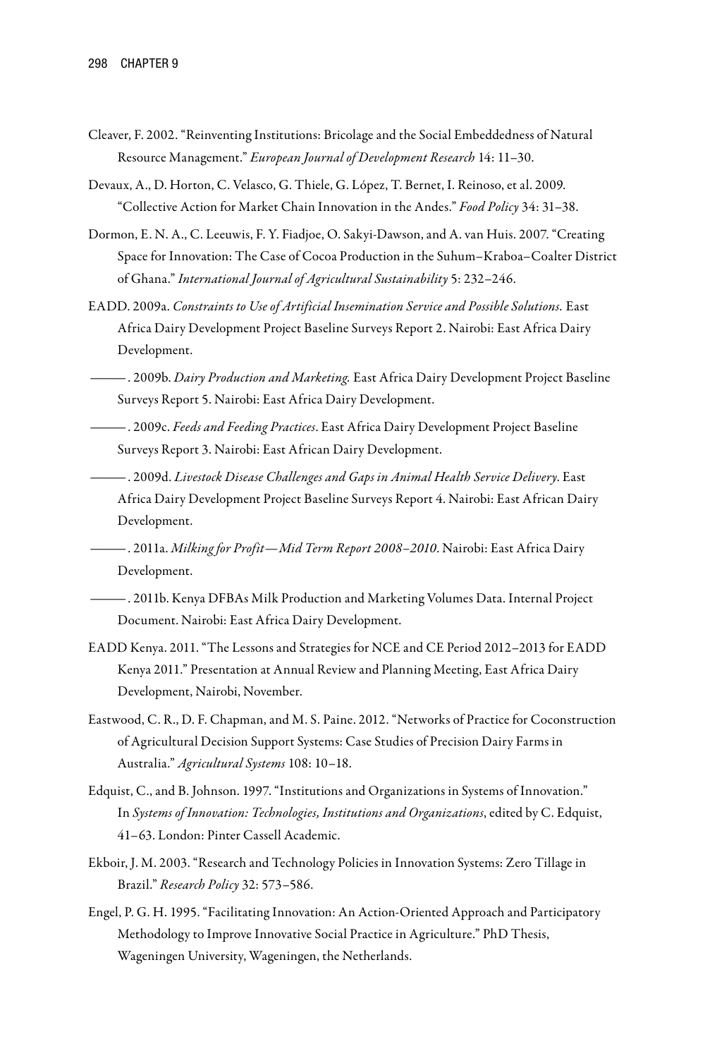Cleaver, F. 2002. "Reinventing Institutions: Bricolage and the Social Embeddedness of Natural Resource Management." *European Journal of Development Research* 14: 11–30.

Devaux, A., D. Horton, C. Velasco, G. Thiele, G. López, T. Bernet, I. Reinoso, et al. 2009. "Collective Action for Market Chain Innovation in the Andes." *Food Policy* 34: 31–38.

Dormon, E. N. A., C. Leeuwis, F. Y. Fiadjoe, O. Sakyi-Dawson, and A. van Huis. 2007. "Creating Space for Innovation: The Case of Cocoa Production in the Suhum–Kraboa–Coalter District of Ghana." *International Journal of Agricultural Sustainability* 5: 232–246.

EADD. 2009a. *Constraints to Use of Artificial Insemination Service and Possible Solutions.* East Africa Dairy Development Project Baseline Surveys Report 2. Nairobi: East Africa Dairy Development.

———. 2009b. *Dairy Production and Marketing.* East Africa Dairy Development Project Baseline Surveys Report 5. Nairobi: East Africa Dairy Development.

———. 2009c. *Feeds and Feeding Practices*. East Africa Dairy Development Project Baseline Surveys Report 3. Nairobi: East African Dairy Development.

———. 2009d. *Livestock Disease Challenges and Gaps in Animal Health Service Delivery*. East Africa Dairy Development Project Baseline Surveys Report 4. Nairobi: East African Dairy Development.

———. 2011a. *Milking for Profit—Mid Term Report 2008–2010*. Nairobi: East Africa Dairy Development.

———. 2011b. Kenya DFBAs Milk Production and Marketing Volumes Data. Internal Project Document. Nairobi: East Africa Dairy Development.

EADD Kenya. 2011. "The Lessons and Strategies for NCE and CE Period 2012–2013 for EADD Kenya 2011." Presentation at Annual Review and Planning Meeting, East Africa Dairy Development, Nairobi, November.

Eastwood, C. R., D. F. Chapman, and M. S. Paine. 2012. "Networks of Practice for Coconstruction of Agricultural Decision Support Systems: Case Studies of Precision Dairy Farms in Australia." *Agricultural Systems* 108: 10–18.

Edquist, C., and B. Johnson. 1997. "Institutions and Organizations in Systems of Innovation." In *Systems of Innovation: Technologies, Institutions and Organizations*, edited by C. Edquist, 41–63. London: Pinter Cassell Academic.

Ekboir, J. M. 2003. "Research and Technology Policies in Innovation Systems: Zero Tillage in Brazil." *Research Policy* 32: 573–586.

Engel, P. G. H. 1995. "Facilitating Innovation: An Action-Oriented Approach and Participatory Methodology to Improve Innovative Social Practice in Agriculture." PhD Thesis, Wageningen University, Wageningen, the Netherlands.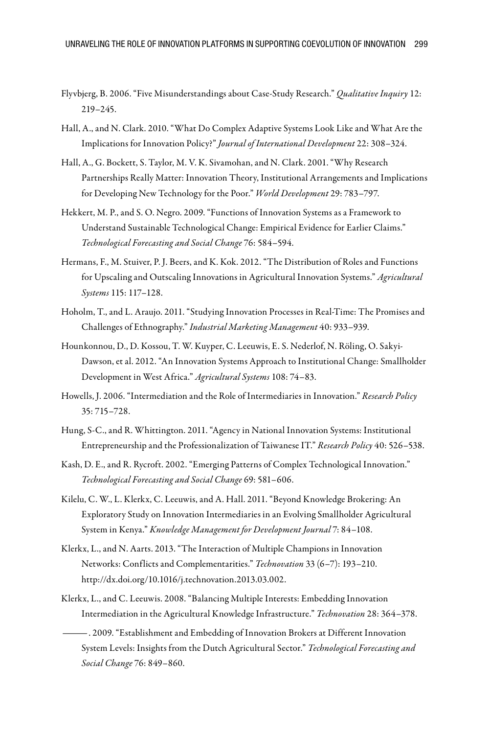Flyvbjerg, B. 2006. "Five Misunderstandings about Case-Study Research." *Qualitative Inquiry* 12: 219–245.

Hall, A., and N. Clark. 2010. "What Do Complex Adaptive Systems Look Like and What Are the Implications for Innovation Policy?" *Journal of International Development* 22: 308–324.

Hall, A., G. Bockett, S. Taylor, M. V. K. Sivamohan, and N. Clark. 2001. "Why Research Partnerships Really Matter: Innovation Theory, Institutional Arrangements and Implications for Developing New Technology for the Poor." *World Development* 29: 783–797.

Hekkert, M. P., and S. O. Negro. 2009. "Functions of Innovation Systems as a Framework to Understand Sustainable Technological Change: Empirical Evidence for Earlier Claims." *Technological Forecasting and Social Change* 76: 584–594.

Hermans, F., M. Stuiver, P. J. Beers, and K. Kok. 2012. "The Distribution of Roles and Functions for Upscaling and Outscaling Innovations in Agricultural Innovation Systems." *Agricultural Systems* 115: 117–128.

Hoholm, T., and L. Araujo. 2011. "Studying Innovation Processes in Real-Time: The Promises and Challenges of Ethnography." *Industrial Marketing Management* 40: 933–939.

Hounkonnou, D., D. Kossou, T. W. Kuyper, C. Leeuwis, E. S. Nederlof, N. Röling, O. Sakyi-Dawson, et al. 2012. "An Innovation Systems Approach to Institutional Change: Smallholder Development in West Africa." *Agricultural Systems* 108: 74–83.

Howells, J. 2006. "Intermediation and the Role of Intermediaries in Innovation." *Research Policy* 35: 715–728.

Hung, S-C., and R. Whittington. 2011. "Agency in National Innovation Systems: Institutional Entrepreneurship and the Professionalization of Taiwanese IT." *Research Policy* 40: 526–538.

Kash, D. E., and R. Rycroft. 2002. "Emerging Patterns of Complex Technological Innovation." *Technological Forecasting and Social Change* 69: 581–606.

Kilelu, C. W., L. Klerkx, C. Leeuwis, and A. Hall. 2011. "Beyond Knowledge Brokering: An Exploratory Study on Innovation Intermediaries in an Evolving Smallholder Agricultural System in Kenya." *Knowledge Management for Development Journal* 7: 84–108.

Klerkx, L., and N. Aarts. 2013. "The Interaction of Multiple Champions in Innovation Networks: Conflicts and Complementarities." *Technovation* 33 (6–7): 193–210. http://dx.doi.org/10.1016/j.technovation.2013.03.002.

Klerkx, L., and C. Leeuwis. 2008. "Balancing Multiple Interests: Embedding Innovation Intermediation in the Agricultural Knowledge Infrastructure." *Technovation* 28: 364–378.

———. 2009. "Establishment and Embedding of Innovation Brokers at Different Innovation System Levels: Insights from the Dutch Agricultural Sector." *Technological Forecasting and Social Change* 76: 849–860.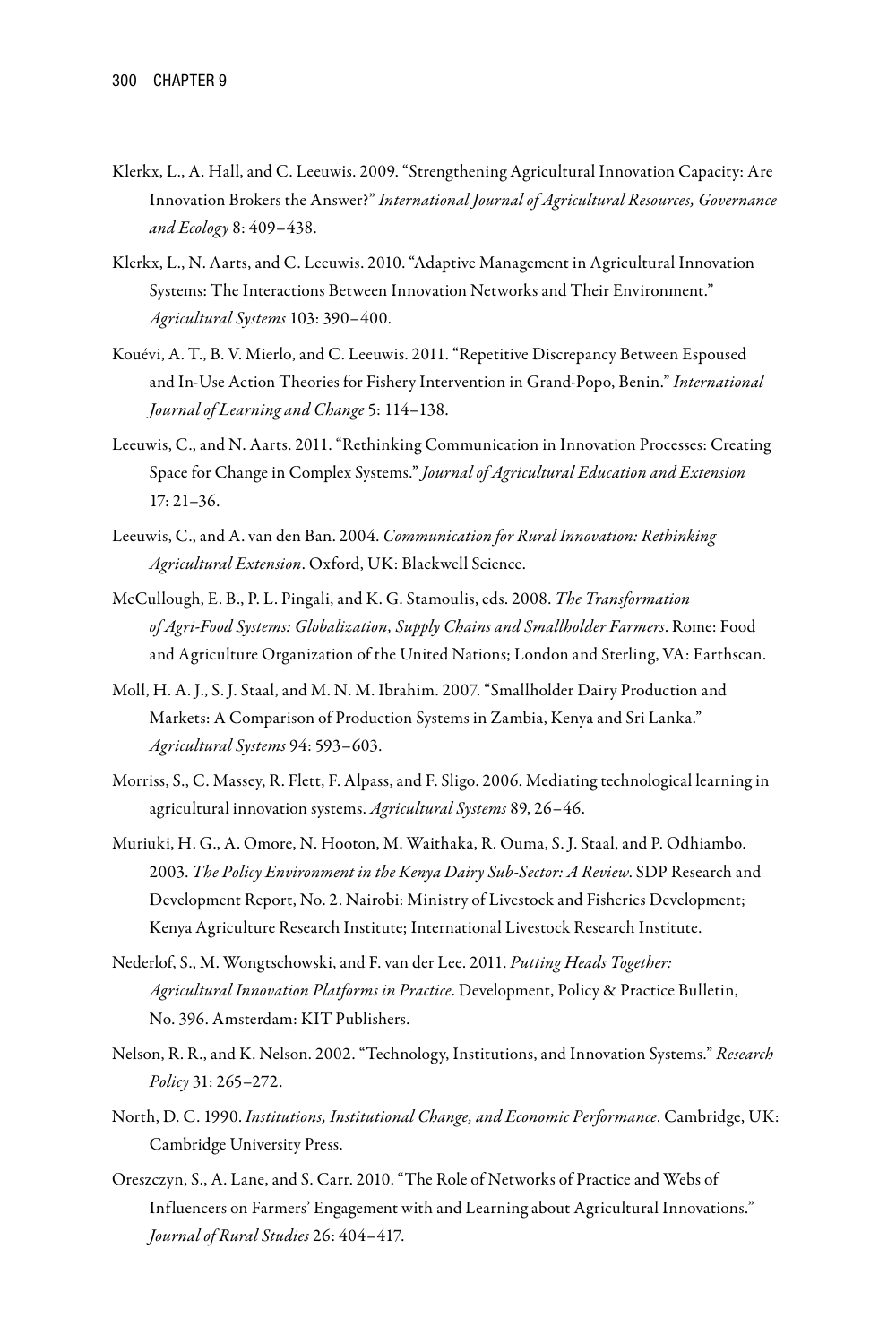Klerkx, L., A. Hall, and C. Leeuwis. 2009. "Strengthening Agricultural Innovation Capacity: Are Innovation Brokers the Answer?" *International Journal of Agricultural Resources, Governance and Ecology* 8: 409–438.

Klerkx, L., N. Aarts, and C. Leeuwis. 2010. "Adaptive Management in Agricultural Innovation Systems: The Interactions Between Innovation Networks and Their Environment." *Agricultural Systems* 103: 390–400.

Kouévi, A. T., B. V. Mierlo, and C. Leeuwis. 2011. "Repetitive Discrepancy Between Espoused and In-Use Action Theories for Fishery Intervention in Grand-Popo, Benin." *International Journal of Learning and Change* 5: 114–138.

Leeuwis, C., and N. Aarts. 2011. "Rethinking Communication in Innovation Processes: Creating Space for Change in Complex Systems." *Journal of Agricultural Education and Extension* 17: 21–36.

Leeuwis, C., and A. van den Ban. 2004. *Communication for Rural Innovation: Rethinking Agricultural Extension*. Oxford, UK: Blackwell Science.

McCullough, E. B., P. L. Pingali, and K. G. Stamoulis, eds. 2008. *The Transformation of Agri-Food Systems: Globalization, Supply Chains and Smallholder Farmers*. Rome: Food and Agriculture Organization of the United Nations; London and Sterling, VA: Earthscan.

Moll, H. A. J., S. J. Staal, and M. N. M. Ibrahim. 2007. "Smallholder Dairy Production and Markets: A Comparison of Production Systems in Zambia, Kenya and Sri Lanka." *Agricultural Systems* 94: 593–603.

Morriss, S., C. Massey, R. Flett, F. Alpass, and F. Sligo. 2006. Mediating technological learning in agricultural innovation systems. *Agricultural Systems* 89, 26–46.

Muriuki, H. G., A. Omore, N. Hooton, M. Waithaka, R. Ouma, S. J. Staal, and P. Odhiambo. 2003. *The Policy Environment in the Kenya Dairy Sub-Sector: A Review.* SDP Research and Development Report, No. 2. Nairobi: Ministry of Livestock and Fisheries Development; Kenya Agriculture Research Institute; International Livestock Research Institute.

Nederlof, S., M. Wongtschowski, and F. van der Lee. 2011. *Putting Heads Together: Agricultural Innovation Platforms in Practice*. Development, Policy & Practice Bulletin, No. 396. Amsterdam: KIT Publishers.

Nelson, R. R., and K. Nelson. 2002. "Technology, Institutions, and Innovation Systems." *Research Policy* 31: 265–272.

North, D. C. 1990. *Institutions, Institutional Change, and Economic Performance*. Cambridge, UK: Cambridge University Press.

Oreszczyn, S., A. Lane, and S. Carr. 2010. "The Role of Networks of Practice and Webs of Influencers on Farmers' Engagement with and Learning about Agricultural Innovations." *Journal of Rural Studies* 26: 404–417.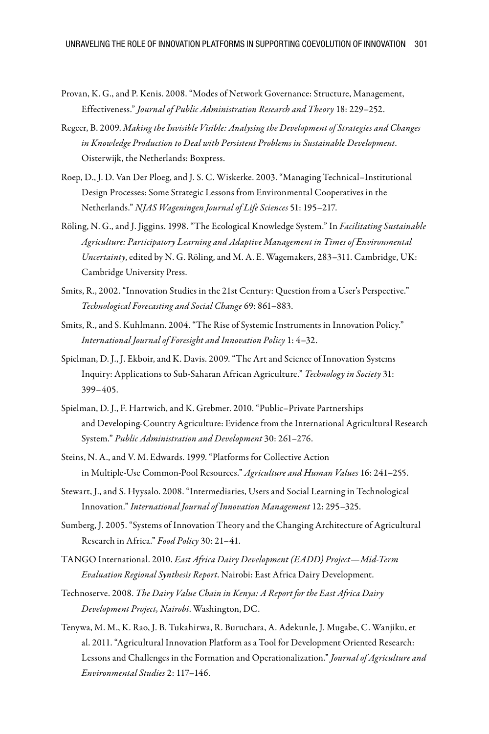Provan, K. G., and P. Kenis. 2008. "Modes of Network Governance: Structure, Management, Effectiveness." *Journal of Public Administration Research and Theory* 18: 229–252.

Regeer, B. 2009. *Making the Invisible Visible: Analysing the Development of Strategies and Changes in Knowledge Production to Deal with Persistent Problems in Sustainable Development*. Oisterwijk, the Netherlands: Boxpress.

Roep, D., J. D. Van Der Ploeg, and J. S. C. Wiskerke. 2003. "Managing Technical–Institutional Design Processes: Some Strategic Lessons from Environmental Cooperatives in the Netherlands." *NJAS Wageningen Journal of Life Sciences* 51: 195–217.

Röling, N. G., and J. Jiggins. 1998. "The Ecological Knowledge System." In *Facilitating Sustainable Agriculture: Participatory Learning and Adaptive Management in Times of Environmental Uncertainty*, edited by N. G. Röling, and M. A. E. Wagemakers, 283–311. Cambridge, UK: Cambridge University Press.

Smits, R., 2002. "Innovation Studies in the 21st Century: Question from a User's Perspective." *Technological Forecasting and Social Change* 69: 861–883.

Smits, R., and S. Kuhlmann. 2004. "The Rise of Systemic Instruments in Innovation Policy." *International Journal of Foresight and Innovation Policy* 1: 4–32.

Spielman, D. J., J. Ekboir, and K. Davis. 2009. "The Art and Science of Innovation Systems Inquiry: Applications to Sub-Saharan African Agriculture." *Technology in Society* 31: 399–405.

Spielman, D. J., F. Hartwich, and K. Grebmer. 2010. "Public–Private Partnerships and Developing-Country Agriculture: Evidence from the International Agricultural Research System." *Public Administration and Development* 30: 261–276.

Steins, N. A., and V. M. Edwards. 1999. "Platforms for Collective Action in Multiple-Use Common-Pool Resources." *Agriculture and Human Values* 16: 241–255.

Stewart, J., and S. Hyysalo. 2008. "Intermediaries, Users and Social Learning in Technological Innovation." *International Journal of Innovation Management* 12: 295–325.

Sumberg, J. 2005. "Systems of Innovation Theory and the Changing Architecture of Agricultural Research in Africa." *Food Policy* 30: 21–41.

TANGO International. 2010. *East Africa Dairy Development (EADD) Project—Mid-Term Evaluation Regional Synthesis Report*. Nairobi: East Africa Dairy Development.

Technoserve. 2008. *The Dairy Value Chain in Kenya: A Report for the East Africa Dairy Development Project, Nairobi*. Washington, DC.

Tenywa, M. M., K. Rao, J. B. Tukahirwa, R. Buruchara, A. Adekunle, J. Mugabe, C. Wanjiku, et al. 2011. "Agricultural Innovation Platform as a Tool for Development Oriented Research: Lessons and Challenges in the Formation and Operationalization." *Journal of Agriculture and Environmental Studies* 2: 117–146.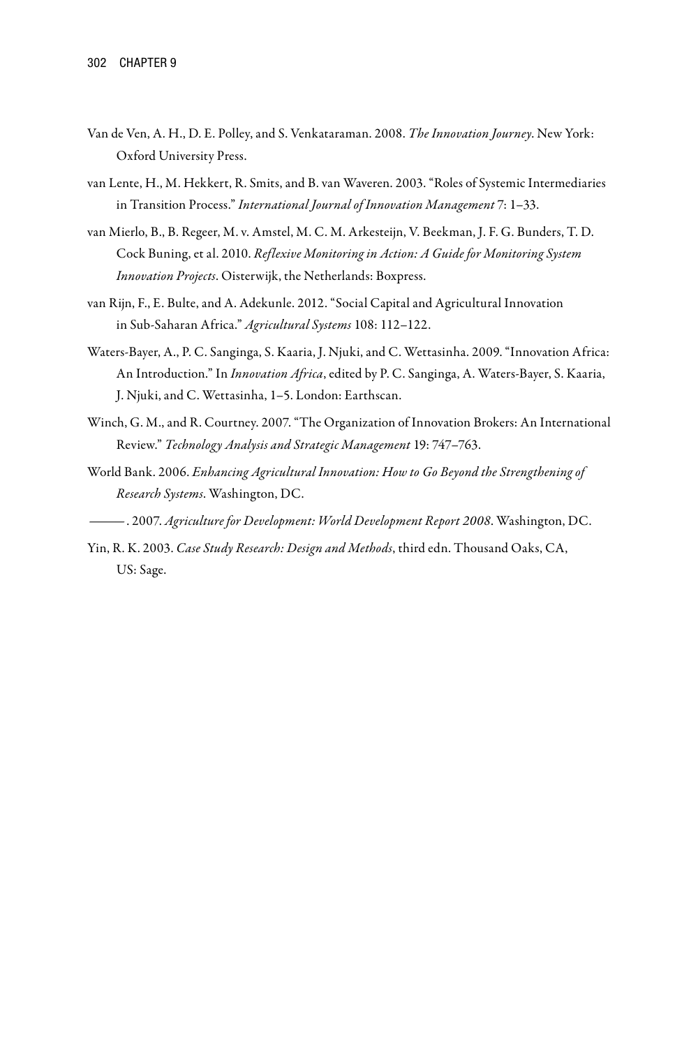Van de Ven, A. H., D. E. Polley, and S. Venkataraman. 2008. *The Innovation Journey*. New York: Oxford University Press.

van Lente, H., M. Hekkert, R. Smits, and B. van Waveren. 2003. "Roles of Systemic Intermediaries in Transition Process." *International Journal of Innovation Management* 7: 1–33.

van Mierlo, B., B. Regeer, M. v. Amstel, M. C. M. Arkesteijn, V. Beekman, J. F. G. Bunders, T. D. Cock Buning, et al. 2010. *Reflexive Monitoring in Action: A Guide for Monitoring System Innovation Projects*. Oisterwijk, the Netherlands: Boxpress.

van Rijn, F., E. Bulte, and A. Adekunle. 2012. "Social Capital and Agricultural Innovation in Sub-Saharan Africa." *Agricultural Systems* 108: 112–122.

Waters-Bayer, A., P. C. Sanginga, S. Kaaria, J. Njuki, and C. Wettasinha. 2009. "Innovation Africa: An Introduction." In *Innovation Africa*, edited by P. C. Sanginga, A. Waters-Bayer, S. Kaaria, J. Njuki, and C. Wettasinha, 1–5. London: Earthscan.

Winch, G. M., and R. Courtney. 2007. "The Organization of Innovation Brokers: An International Review." *Technology Analysis and Strategic Management* 19: 747–763.

World Bank. 2006. *Enhancing Agricultural Innovation: How to Go Beyond the Strengthening of Research Systems*. Washington, DC.

———. 2007. *Agriculture for Development: World Development Report 2008*. Washington, DC.

Yin, R. K. 2003. *Case Study Research: Design and Methods*, third edn. Thousand Oaks, CA, US: Sage.